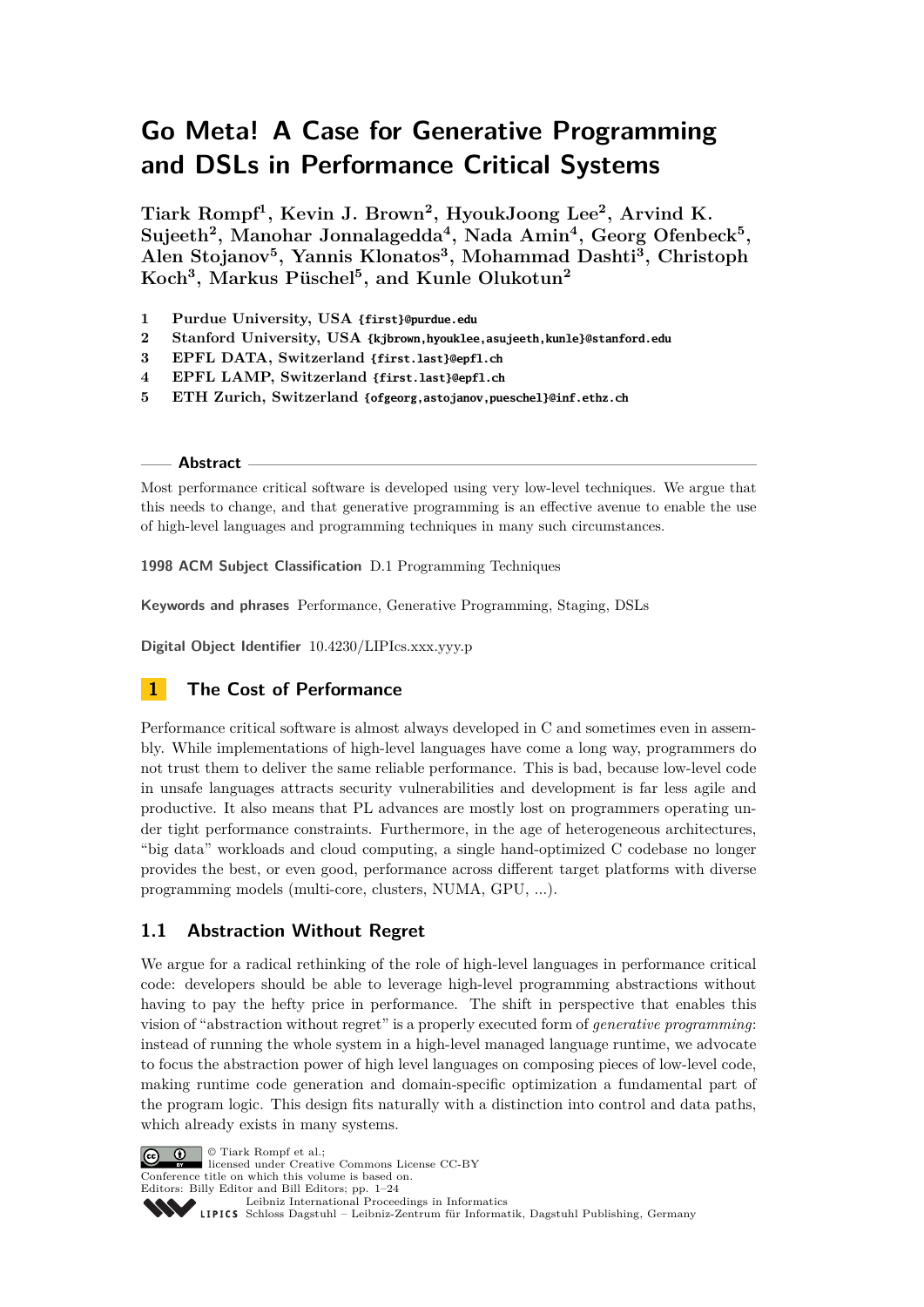# Go Meta! A Case for Generative Programming and DSLs in Performance Critical Systems

**Tiark Rompf[1], Kevin J. Brown[2], HyoukJoong Lee[2], Arvind K. Sujeeth[2], Manohar Jonnalagedda[4], Nada Amin[4], Georg Ofenbeck[5], Alen Stojanov[5], Yannis Klonatos[3], Mohammad Dashti[3], Christoph Koch[3], Markus Püschel[5], and Kunle Olukotun[2]**

1 **Purdue University, USA** {first}@purdue.edu
2 **Stanford University, USA** {kjbrown,hyouklee,asujeeth,kunle}@stanford.edu
3 **EPFL DATA, Switzerland** {first.last}@epfl.ch
4 **EPFL LAMP, Switzerland** {first.last}@epfl.ch
5 **ETH Zurich, Switzerland** {ofgeorg,astojanov,pueschel}@inf.ethz.ch

## Abstract

Most performance critical software is developed using very low-level techniques. We argue that this needs to change, and that generative programming is an effective avenue to enable the use of high-level languages and programming techniques in many such circumstances.

**1998 ACM Subject Classification** D.1 Programming Techniques

**Keywords and phrases** Performance, Generative Programming, Staging, DSLs

**Digital Object Identifier** 10.4230/LIPIcs.xxx.yyy.p

## 1 The Cost of Performance

Performance critical software is almost always developed in C and sometimes even in assembly. While implementations of high-level languages have come a long way, programmers do not trust them to deliver the same reliable performance. This is bad, because low-level code in unsafe languages attracts security vulnerabilities and development is far less agile and productive. It also means that PL advances are mostly lost on programmers operating under tight performance constraints. Furthermore, in the age of heterogeneous architectures, "big data" workloads and cloud computing, a single hand-optimized C codebase no longer provides the best, or even good, performance across different target platforms with diverse programming models (multi-core, clusters, NUMA, GPU, ...).

### 1.1 Abstraction Without Regret

We argue for a radical rethinking of the role of high-level languages in performance critical code: developers should be able to leverage high-level programming abstractions without having to pay the hefty price in performance. The shift in perspective that enables this vision of "abstraction without regret" is a properly executed form of *generative programming*: instead of running the whole system in a high-level managed language runtime, we advocate to focus the abstraction power of high level languages on composing pieces of low-level code, making runtime code generation and domain-specific optimization a fundamental part of the program logic. This design fits naturally with a distinction into control and data paths, which already exists in many systems.

© Tiark Rompf et al.;
licensed under Creative Commons License CC-BY
Conference title on which this volume is based on.
Editors: Billy Editor and Bill Editors; pp. 1–24
Leibniz International Proceedings in Informatics
LIPICS Schloss Dagstuhl – Leibniz-Zentrum für Informatik, Dagstuhl Publishing, Germany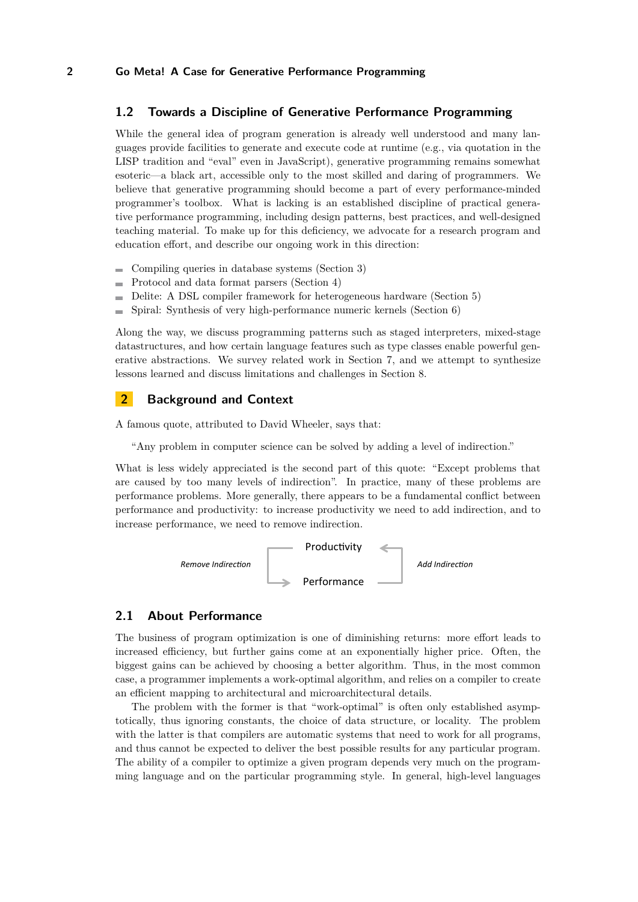## 1.2 Towards a Discipline of Generative Performance Programming

While the general idea of program generation is already well understood and many languages provide facilities to generate and execute code at runtime (e.g., via quotation in the LISP tradition and "eval" even in JavaScript), generative programming remains somewhat esoteric—a black art, accessible only to the most skilled and daring of programmers. We believe that generative programming should become a part of every performance-minded programmer's toolbox. What is lacking is an established discipline of practical generative performance programming, including design patterns, best practices, and well-designed teaching material. To make up for this deficiency, we advocate for a research program and education effort, and describe our ongoing work in this direction:

- Compiling queries in database systems (Section 3)
- Protocol and data format parsers (Section 4)
- Delite: A DSL compiler framework for heterogeneous hardware (Section 5)
- Spiral: Synthesis of very high-performance numeric kernels (Section 6)

Along the way, we discuss programming patterns such as staged interpreters, mixed-stage datastructures, and how certain language features such as type classes enable powerful generative abstractions. We survey related work in Section 7, and we attempt to synthesize lessons learned and discuss limitations and challenges in Section 8.

# 2 Background and Context

A famous quote, attributed to David Wheeler, says that:

> "Any problem in computer science can be solved by adding a level of indirection."

What is less widely appreciated is the second part of this quote: "Except problems that are caused by too many levels of indirection". In practice, many of these problems are performance problems. More generally, there appears to be a fundamental conflict between performance and productivity: to increase productivity we need to add indirection, and to increase performance, we need to remove indirection.

*Remove Indirection* — Productivity → Performance; *Add Indirection* — Performance → Productivity

## 2.1 About Performance

The business of program optimization is one of diminishing returns: more effort leads to increased efficiency, but further gains come at an exponentially higher price. Often, the biggest gains can be achieved by choosing a better algorithm. Thus, in the most common case, a programmer implements a work-optimal algorithm, and relies on a compiler to create an efficient mapping to architectural and microarchitectural details.

The problem with the former is that "work-optimal" is often only established asymptotically, thus ignoring constants, the choice of data structure, or locality. The problem with the latter is that compilers are automatic systems that need to work for all programs, and thus cannot be expected to deliver the best possible results for any particular program. The ability of a compiler to optimize a given program depends very much on the programming language and on the particular programming style. In general, high-level languages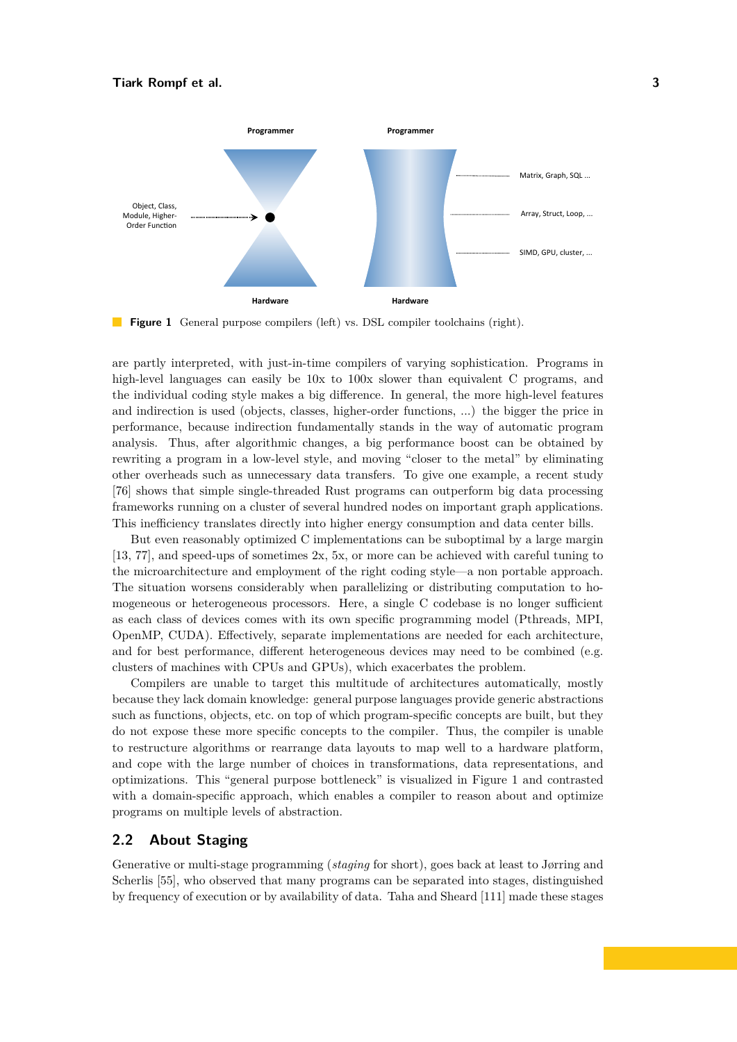**Figure 1** General purpose compilers (left) vs. DSL compiler toolchains (right).

are partly interpreted, with just-in-time compilers of varying sophistication. Programs in high-level languages can easily be 10x to 100x slower than equivalent C programs, and the individual coding style makes a big difference. In general, the more high-level features and indirection is used (objects, classes, higher-order functions, ...) the bigger the price in performance, because indirection fundamentally stands in the way of automatic program analysis. Thus, after algorithmic changes, a big performance boost can be obtained by rewriting a program in a low-level style, and moving "closer to the metal" by eliminating other overheads such as unnecessary data transfers. To give one example, a recent study [76] shows that simple single-threaded Rust programs can outperform big data processing frameworks running on a cluster of several hundred nodes on important graph applications. This inefficiency translates directly into higher energy consumption and data center bills.

But even reasonably optimized C implementations can be suboptimal by a large margin [13, 77], and speed-ups of sometimes 2x, 5x, or more can be achieved with careful tuning to the microarchitecture and employment of the right coding style—a non portable approach. The situation worsens considerably when parallelizing or distributing computation to homogeneous or heterogeneous processors. Here, a single C codebase is no longer sufficient as each class of devices comes with its own specific programming model (Pthreads, MPI, OpenMP, CUDA). Effectively, separate implementations are needed for each architecture, and for best performance, different heterogeneous devices may need to be combined (e.g. clusters of machines with CPUs and GPUs), which exacerbates the problem.

Compilers are unable to target this multitude of architectures automatically, mostly because they lack domain knowledge: general purpose languages provide generic abstractions such as functions, objects, etc. on top of which program-specific concepts are built, but they do not expose these more specific concepts to the compiler. Thus, the compiler is unable to restructure algorithms or rearrange data layouts to map well to a hardware platform, and cope with the large number of choices in transformations, data representations, and optimizations. This "general purpose bottleneck" is visualized in Figure 1 and contrasted with a domain-specific approach, which enables a compiler to reason about and optimize programs on multiple levels of abstraction.

## 2.2 About Staging

Generative or multi-stage programming (*staging* for short), goes back at least to Jørring and Scherlis [55], who observed that many programs can be separated into stages, distinguished by frequency of execution or by availability of data. Taha and Sheard [111] made these stages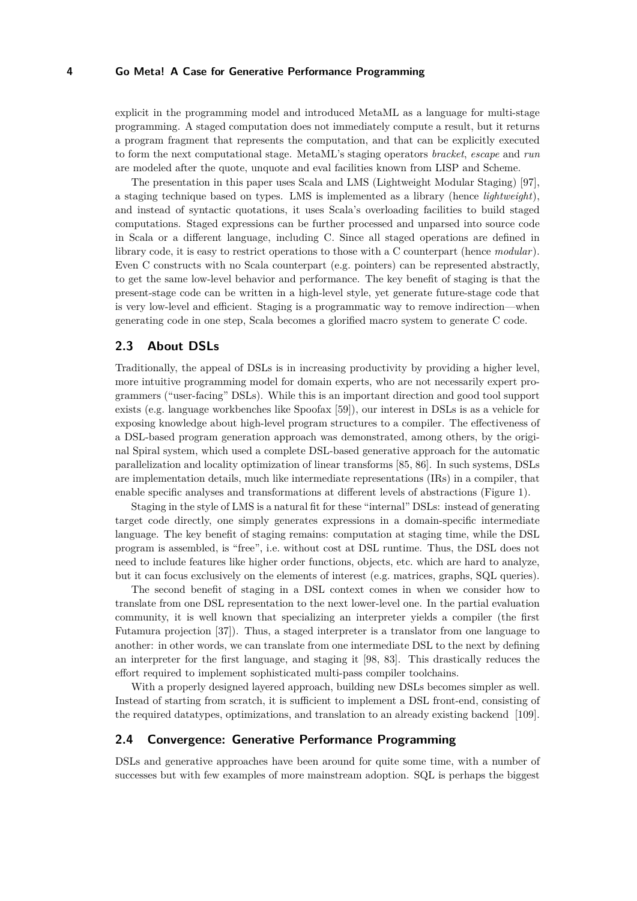explicit in the programming model and introduced MetaML as a language for multi-stage programming. A staged computation does not immediately compute a result, but it returns a program fragment that represents the computation, and that can be explicitly executed to form the next computational stage. MetaML's staging operators *bracket*, *escape* and *run* are modeled after the quote, unquote and eval facilities known from LISP and Scheme.

The presentation in this paper uses Scala and LMS (Lightweight Modular Staging) [97], a staging technique based on types. LMS is implemented as a library (hence *lightweight*), and instead of syntactic quotations, it uses Scala's overloading facilities to build staged computations. Staged expressions can be further processed and unparsed into source code in Scala or a different language, including C. Since all staged operations are defined in library code, it is easy to restrict operations to those with a C counterpart (hence *modular*). Even C constructs with no Scala counterpart (e.g. pointers) can be represented abstractly, to get the same low-level behavior and performance. The key benefit of staging is that the present-stage code can be written in a high-level style, yet generate future-stage code that is very low-level and efficient. Staging is a programmatic way to remove indirection—when generating code in one step, Scala becomes a glorified macro system to generate C code.

## 2.3 About DSLs

Traditionally, the appeal of DSLs is in increasing productivity by providing a higher level, more intuitive programming model for domain experts, who are not necessarily expert programmers ("user-facing" DSLs). While this is an important direction and good tool support exists (e.g. language workbenches like Spoofax [59]), our interest in DSLs is as a vehicle for exposing knowledge about high-level program structures to a compiler. The effectiveness of a DSL-based program generation approach was demonstrated, among others, by the original Spiral system, which used a complete DSL-based generative approach for the automatic parallelization and locality optimization of linear transforms [85, 86]. In such systems, DSLs are implementation details, much like intermediate representations (IRs) in a compiler, that enable specific analyses and transformations at different levels of abstractions (Figure 1).

Staging in the style of LMS is a natural fit for these "internal" DSLs: instead of generating target code directly, one simply generates expressions in a domain-specific intermediate language. The key benefit of staging remains: computation at staging time, while the DSL program is assembled, is "free", i.e. without cost at DSL runtime. Thus, the DSL does not need to include features like higher order functions, objects, etc. which are hard to analyze, but it can focus exclusively on the elements of interest (e.g. matrices, graphs, SQL queries).

The second benefit of staging in a DSL context comes in when we consider how to translate from one DSL representation to the next lower-level one. In the partial evaluation community, it is well known that specializing an interpreter yields a compiler (the first Futamura projection [37]). Thus, a staged interpreter is a translator from one language to another: in other words, we can translate from one intermediate DSL to the next by defining an interpreter for the first language, and staging it [98, 83]. This drastically reduces the effort required to implement sophisticated multi-pass compiler toolchains.

With a properly designed layered approach, building new DSLs becomes simpler as well. Instead of starting from scratch, it is sufficient to implement a DSL front-end, consisting of the required datatypes, optimizations, and translation to an already existing backend [109].

## 2.4 Convergence: Generative Performance Programming

DSLs and generative approaches have been around for quite some time, with a number of successes but with few examples of more mainstream adoption. SQL is perhaps the biggest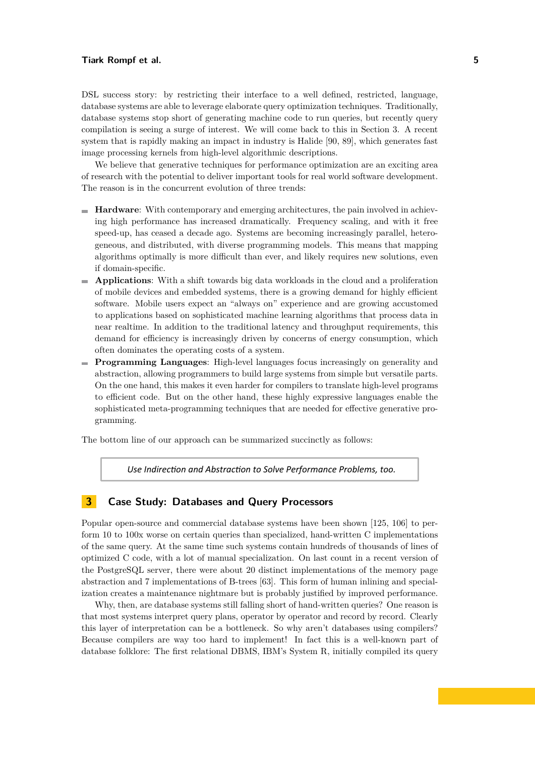DSL success story: by restricting their interface to a well defined, restricted, language, database systems are able to leverage elaborate query optimization techniques. Traditionally, database systems stop short of generating machine code to run queries, but recently query compilation is seeing a surge of interest. We will come back to this in Section 3. A recent system that is rapidly making an impact in industry is Halide [90, 89], which generates fast image processing kernels from high-level algorithmic descriptions.

We believe that generative techniques for performance optimization are an exciting area of research with the potential to deliver important tools for real world software development. The reason is in the concurrent evolution of three trends:

- **Hardware**: With contemporary and emerging architectures, the pain involved in achieving high performance has increased dramatically. Frequency scaling, and with it free speed-up, has ceased a decade ago. Systems are becoming increasingly parallel, heterogeneous, and distributed, with diverse programming models. This means that mapping algorithms optimally is more difficult than ever, and likely requires new solutions, even if domain-specific.
- **Applications**: With a shift towards big data workloads in the cloud and a proliferation of mobile devices and embedded systems, there is a growing demand for highly efficient software. Mobile users expect an "always on" experience and are growing accustomed to applications based on sophisticated machine learning algorithms that process data in near realtime. In addition to the traditional latency and throughput requirements, this demand for efficiency is increasingly driven by concerns of energy consumption, which often dominates the operating costs of a system.
- **Programming Languages**: High-level languages focus increasingly on generality and abstraction, allowing programmers to build large systems from simple but versatile parts. On the one hand, this makes it even harder for compilers to translate high-level programs to efficient code. But on the other hand, these highly expressive languages enable the sophisticated meta-programming techniques that are needed for effective generative programming.

The bottom line of our approach can be summarized succinctly as follows:

> *Use Indirection and Abstraction to Solve Performance Problems, too.*

## 3 Case Study: Databases and Query Processors

Popular open-source and commercial database systems have been shown [125, 106] to perform 10 to 100x worse on certain queries than specialized, hand-written C implementations of the same query. At the same time such systems contain hundreds of thousands of lines of optimized C code, with a lot of manual specialization. On last count in a recent version of the PostgreSQL server, there were about 20 distinct implementations of the memory page abstraction and 7 implementations of B-trees [63]. This form of human inlining and specialization creates a maintenance nightmare but is probably justified by improved performance.

Why, then, are database systems still falling short of hand-written queries? One reason is that most systems interpret query plans, operator by operator and record by record. Clearly this layer of interpretation can be a bottleneck. So why aren't databases using compilers? Because compilers are way too hard to implement! In fact this is a well-known part of database folklore: The first relational DBMS, IBM's System R, initially compiled its query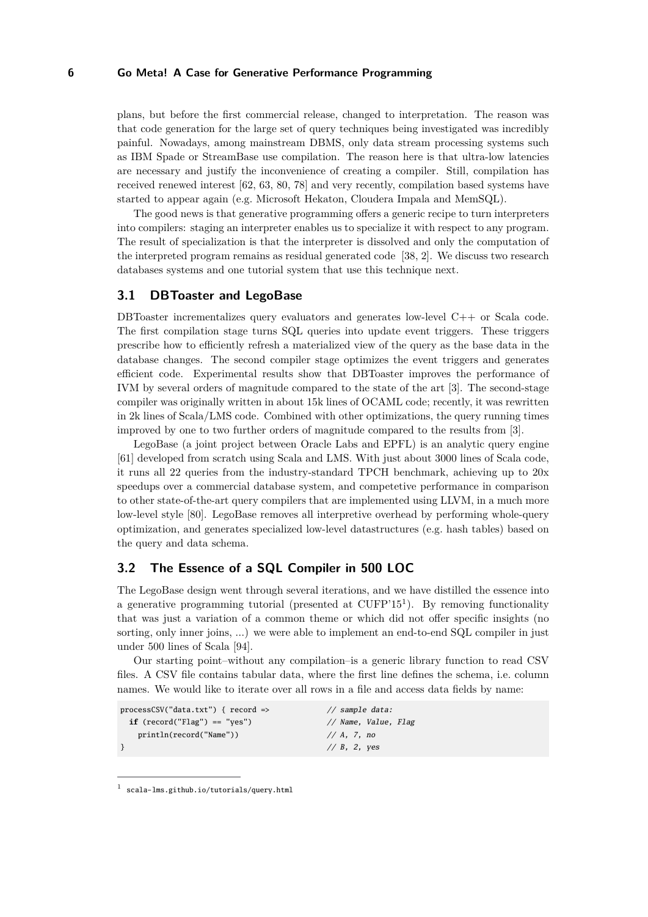plans, but before the first commercial release, changed to interpretation. The reason was that code generation for the large set of query techniques being investigated was incredibly painful. Nowadays, among mainstream DBMS, only data stream processing systems such as IBM Spade or StreamBase use compilation. The reason here is that ultra-low latencies are necessary and justify the inconvenience of creating a compiler. Still, compilation has received renewed interest [62, 63, 80, 78] and very recently, compilation based systems have started to appear again (e.g. Microsoft Hekaton, Cloudera Impala and MemSQL).

The good news is that generative programming offers a generic recipe to turn interpreters into compilers: staging an interpreter enables us to specialize it with respect to any program. The result of specialization is that the interpreter is dissolved and only the computation of the interpreted program remains as residual generated code [38, 2]. We discuss two research databases systems and one tutorial system that use this technique next.

## 3.1 DBToaster and LegoBase

DBToaster incrementalizes query evaluators and generates low-level C++ or Scala code. The first compilation stage turns SQL queries into update event triggers. These triggers prescribe how to efficiently refresh a materialized view of the query as the base data in the database changes. The second compiler stage optimizes the event triggers and generates efficient code. Experimental results show that DBToaster improves the performance of IVM by several orders of magnitude compared to the state of the art [3]. The second-stage compiler was originally written in about 15k lines of OCAML code; recently, it was rewritten in 2k lines of Scala/LMS code. Combined with other optimizations, the query running times improved by one to two further orders of magnitude compared to the results from [3].

LegoBase (a joint project between Oracle Labs and EPFL) is an analytic query engine [61] developed from scratch using Scala and LMS. With just about 3000 lines of Scala code, it runs all 22 queries from the industry-standard TPCH benchmark, achieving up to 20x speedups over a commercial database system, and competetive performance in comparison to other state-of-the-art query compilers that are implemented using LLVM, in a much more low-level style [80]. LegoBase removes all interpretive overhead by performing whole-query optimization, and generates specialized low-level datastructures (e.g. hash tables) based on the query and data schema.

## 3.2 The Essence of a SQL Compiler in 500 LOC

The LegoBase design went through several iterations, and we have distilled the essence into a generative programming tutorial (presented at CUFP'15[1]). By removing functionality that was just a variation of a common theme or which did not offer specific insights (no sorting, only inner joins, ...) we were able to implement an end-to-end SQL compiler in just under 500 lines of Scala [94].

Our starting point–without any compilation–is a generic library function to read CSV files. A CSV file contains tabular data, where the first line defines the schema, i.e. column names. We would like to iterate over all rows in a file and access data fields by name:

```
processCSV("data.txt") { record =>            // sample data:
  if (record("Flag") == "yes")                // Name, Value, Flag
    println(record("Name"))                   // A, 7, no
}                                             // B, 2, yes
```

[1] scala-lms.github.io/tutorials/query.html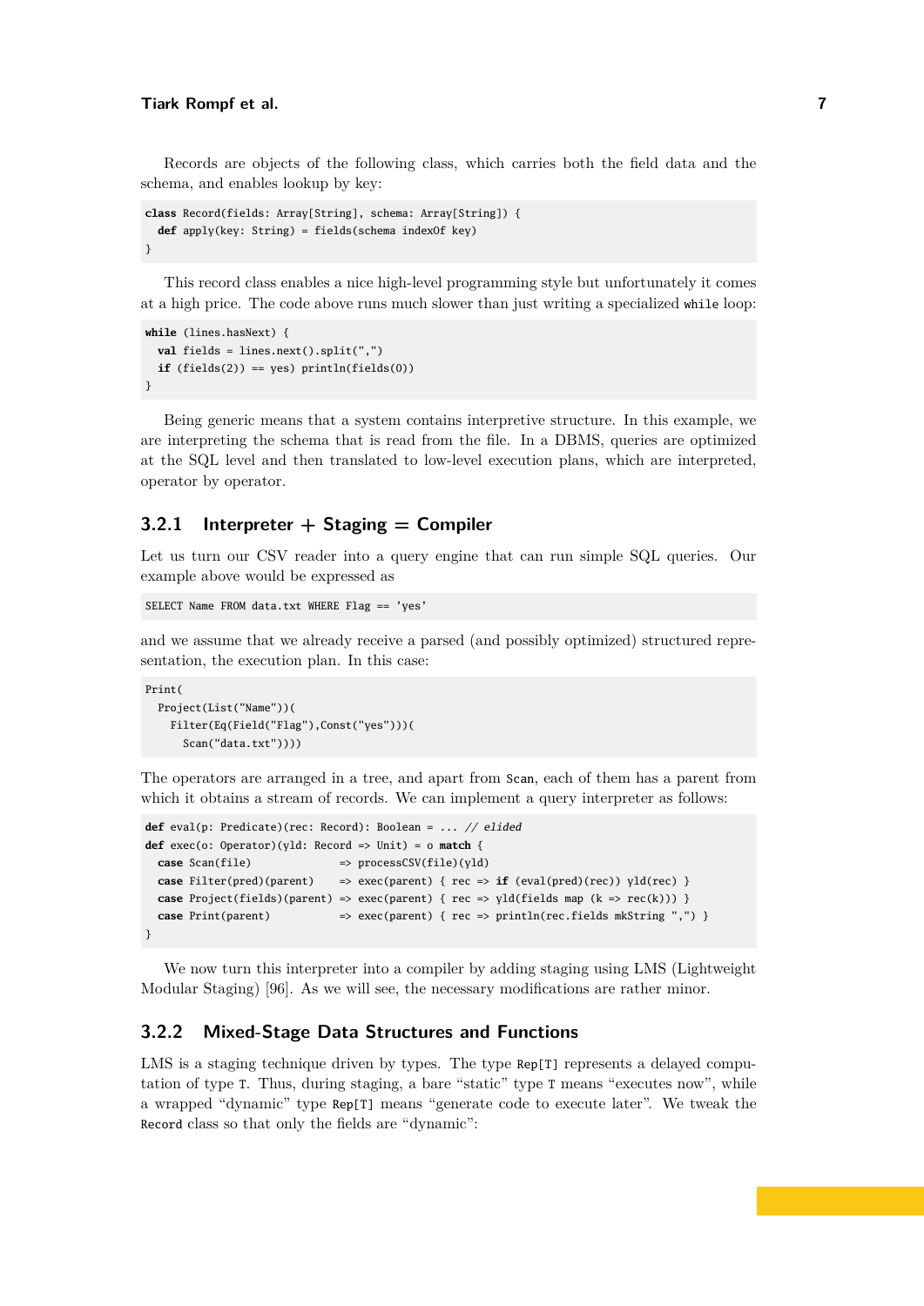Records are objects of the following class, which carries both the field data and the schema, and enables lookup by key:

```
class Record(fields: Array[String], schema: Array[String]) {
  def apply(key: String) = fields(schema indexOf key)
}
```

This record class enables a nice high-level programming style but unfortunately it comes at a high price. The code above runs much slower than just writing a specialized `while` loop:

```
while (lines.hasNext) {
  val fields = lines.next().split(",")
  if (fields(2)) == yes) println(fields(0))
}
```

Being generic means that a system contains interpretive structure. In this example, we are interpreting the schema that is read from the file. In a DBMS, queries are optimized at the SQL level and then translated to low-level execution plans, which are interpreted, operator by operator.

### 3.2.1 Interpreter + Staging = Compiler

Let us turn our CSV reader into a query engine that can run simple SQL queries. Our example above would be expressed as

```
SELECT Name FROM data.txt WHERE Flag == 'yes'
```

and we assume that we already receive a parsed (and possibly optimized) structured representation, the execution plan. In this case:

```
Print(
  Project(List("Name"))(
    Filter(Eq(Field("Flag"),Const("yes")))(
      Scan("data.txt"))))
```

The operators are arranged in a tree, and apart from `Scan`, each of them has a parent from which it obtains a stream of records. We can implement a query interpreter as follows:

```
def eval(p: Predicate)(rec: Record): Boolean = ... // elided
def exec(o: Operator)(yld: Record => Unit) = o match {
  case Scan(file)              => processCSV(file)(yld)
  case Filter(pred)(parent)    => exec(parent) { rec => if (eval(pred)(rec)) yld(rec) }
  case Project(fields)(parent) => exec(parent) { rec => yld(fields map (k => rec(k))) }
  case Print(parent)           => exec(parent) { rec => println(rec.fields mkString ",") }
}
```

We now turn this interpreter into a compiler by adding staging using LMS (Lightweight Modular Staging) [96]. As we will see, the necessary modifications are rather minor.

### 3.2.2 Mixed-Stage Data Structures and Functions

LMS is a staging technique driven by types. The type `Rep[T]` represents a delayed computation of type `T`. Thus, during staging, a bare "static" type `T` means "executes now", while a wrapped "dynamic" type `Rep[T]` means "generate code to execute later". We tweak the `Record` class so that only the fields are "dynamic":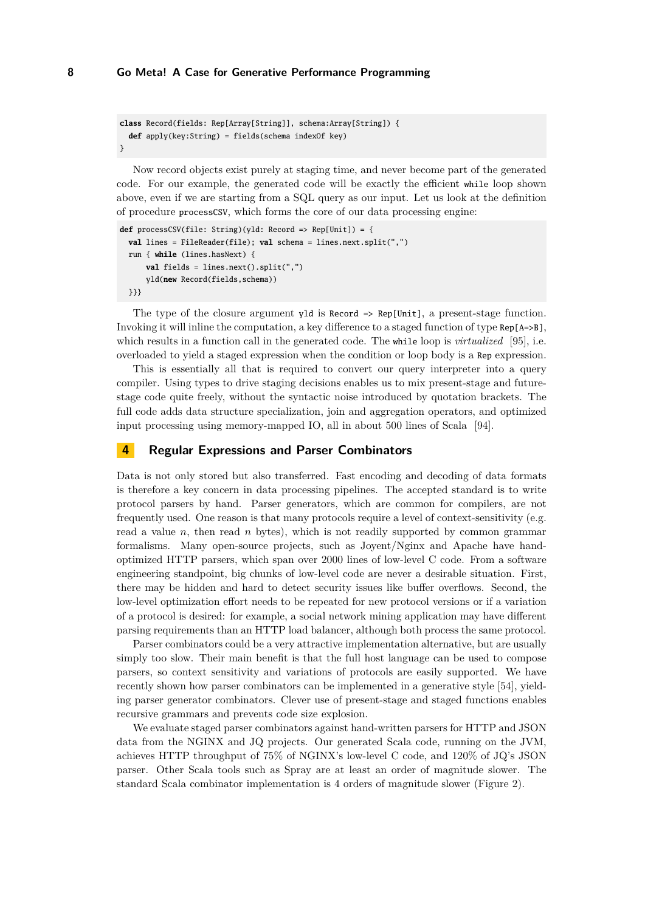```
class Record(fields: Rep[Array[String]], schema:Array[String]) {
  def apply(key:String) = fields(schema indexOf key)
}
```

Now record objects exist purely at staging time, and never become part of the generated code. For our example, the generated code will be exactly the efficient `while` loop shown above, even if we are starting from a SQL query as our input. Let us look at the definition of procedure `processCSV`, which forms the core of our data processing engine:

```
def processCSV(file: String)(yld: Record => Rep[Unit]) = {
  val lines = FileReader(file); val schema = lines.next.split(",")
  run { while (lines.hasNext) {
      val fields = lines.next().split(",")
      yld(new Record(fields,schema))
  }}}
```

The type of the closure argument `yld` is `Record => Rep[Unit]`, a present-stage function. Invoking it will inline the computation, a key difference to a staged function of type `Rep[A=>B]`, which results in a function call in the generated code. The `while` loop is *virtualized* [95], i.e. overloaded to yield a staged expression when the condition or loop body is a `Rep` expression.

This is essentially all that is required to convert our query interpreter into a query compiler. Using types to drive staging decisions enables us to mix present-stage and future-stage code quite freely, without the syntactic noise introduced by quotation brackets. The full code adds data structure specialization, join and aggregation operators, and optimized input processing using memory-mapped IO, all in about 500 lines of Scala [94].

## 4 Regular Expressions and Parser Combinators

Data is not only stored but also transferred. Fast encoding and decoding of data formats is therefore a key concern in data processing pipelines. The accepted standard is to write protocol parsers by hand. Parser generators, which are common for compilers, are not frequently used. One reason is that many protocols require a level of context-sensitivity (e.g. read a value $n$, then read $n$ bytes), which is not readily supported by common grammar formalisms. Many open-source projects, such as Joyent/Nginx and Apache have hand-optimized HTTP parsers, which span over 2000 lines of low-level C code. From a software engineering standpoint, big chunks of low-level code are never a desirable situation. First, there may be hidden and hard to detect security issues like buffer overflows. Second, the low-level optimization effort needs to be repeated for new protocol versions or if a variation of a protocol is desired: for example, a social network mining application may have different parsing requirements than an HTTP load balancer, although both process the same protocol.

Parser combinators could be a very attractive implementation alternative, but are usually simply too slow. Their main benefit is that the full host language can be used to compose parsers, so context sensitivity and variations of protocols are easily supported. We have recently shown how parser combinators can be implemented in a generative style [54], yielding parser generator combinators. Clever use of present-stage and staged functions enables recursive grammars and prevents code size explosion.

We evaluate staged parser combinators against hand-written parsers for HTTP and JSON data from the NGINX and JQ projects. Our generated Scala code, running on the JVM, achieves HTTP throughput of 75% of NGINX's low-level C code, and 120% of JQ's JSON parser. Other Scala tools such as Spray are at least an order of magnitude slower. The standard Scala combinator implementation is 4 orders of magnitude slower (Figure 2).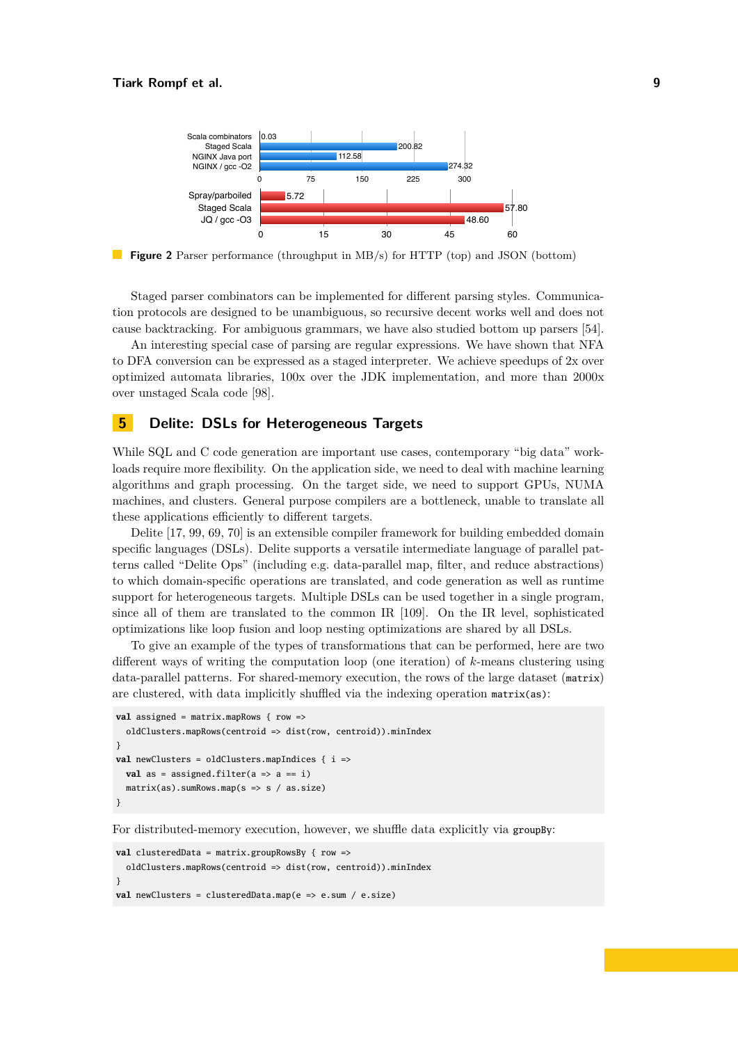**Figure 2** Parser performance (throughput in MB/s) for HTTP (top) and JSON (bottom)

Staged parser combinators can be implemented for different parsing styles. Communication protocols are designed to be unambiguous, so recursive decent works well and does not cause backtracking. For ambiguous grammars, we have also studied bottom up parsers [54].

An interesting special case of parsing are regular expressions. We have shown that NFA to DFA conversion can be expressed as a staged interpreter. We achieve speedups of 2x over optimized automata libraries, 100x over the JDK implementation, and more than 2000x over unstaged Scala code [98].

## 5 Delite: DSLs for Heterogeneous Targets

While SQL and C code generation are important use cases, contemporary "big data" workloads require more flexibility. On the application side, we need to deal with machine learning algorithms and graph processing. On the target side, we need to support GPUs, NUMA machines, and clusters. General purpose compilers are a bottleneck, unable to translate all these applications efficiently to different targets.

Delite [17, 99, 69, 70] is an extensible compiler framework for building embedded domain specific languages (DSLs). Delite supports a versatile intermediate language of parallel patterns called "Delite Ops" (including e.g. data-parallel map, filter, and reduce abstractions) to which domain-specific operations are translated, and code generation as well as runtime support for heterogeneous targets. Multiple DSLs can be used together in a single program, since all of them are translated to the common IR [109]. On the IR level, sophisticated optimizations like loop fusion and loop nesting optimizations are shared by all DSLs.

To give an example of the types of transformations that can be performed, here are two different ways of writing the computation loop (one iteration) of $k$-means clustering using data-parallel patterns. For shared-memory execution, the rows of the large dataset (`matrix`) are clustered, with data implicitly shuffled via the indexing operation `matrix(as)`:

```
val assigned = matrix.mapRows { row =>
  oldClusters.mapRows(centroid => dist(row, centroid)).minIndex
}
val newClusters = oldClusters.mapIndices { i =>
  val as = assigned.filter(a => a == i)
  matrix(as).sumRows.map(s => s / as.size)
}
```

For distributed-memory execution, however, we shuffle data explicitly via `groupBy`:

```
val clusteredData = matrix.groupRowsBy { row =>
  oldClusters.mapRows(centroid => dist(row, centroid)).minIndex
}
val newClusters = clusteredData.map(e => e.sum / e.size)
```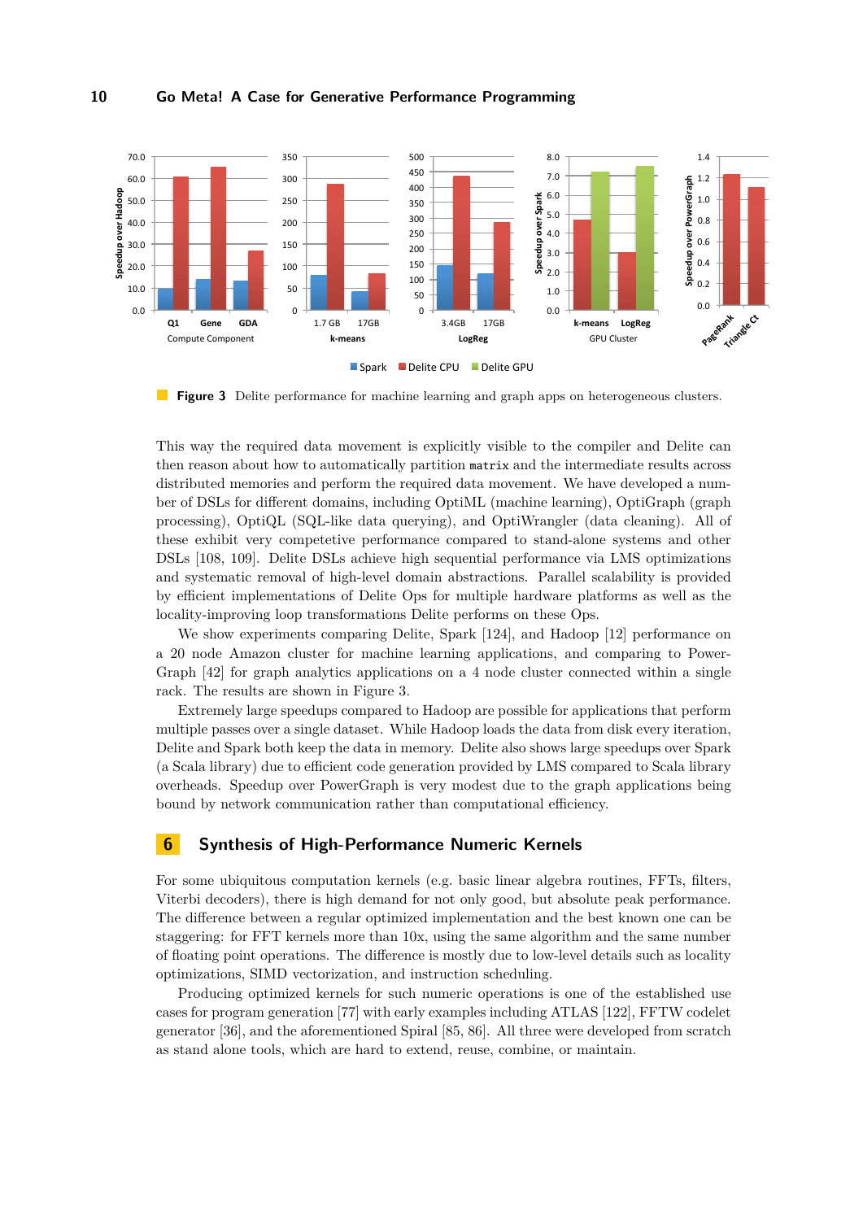**Figure 3** Delite performance for machine learning and graph apps on heterogeneous clusters.

This way the required data movement is explicitly visible to the compiler and Delite can then reason about how to automatically partition `matrix` and the intermediate results across distributed memories and perform the required data movement. We have developed a number of DSLs for different domains, including OptiML (machine learning), OptiGraph (graph processing), OptiQL (SQL-like data querying), and OptiWrangler (data cleaning). All of these exhibit very competetive performance compared to stand-alone systems and other DSLs [108, 109]. Delite DSLs achieve high sequential performance via LMS optimizations and systematic removal of high-level domain abstractions. Parallel scalability is provided by efficient implementations of Delite Ops for multiple hardware platforms as well as the locality-improving loop transformations Delite performs on these Ops.

We show experiments comparing Delite, Spark [124], and Hadoop [12] performance on a 20 node Amazon cluster for machine learning applications, and comparing to PowerGraph [42] for graph analytics applications on a 4 node cluster connected within a single rack. The results are shown in Figure 3.

Extremely large speedups compared to Hadoop are possible for applications that perform multiple passes over a single dataset. While Hadoop loads the data from disk every iteration, Delite and Spark both keep the data in memory. Delite also shows large speedups over Spark (a Scala library) due to efficient code generation provided by LMS compared to Scala library overheads. Speedup over PowerGraph is very modest due to the graph applications being bound by network communication rather than computational efficiency.

## 6 Synthesis of High-Performance Numeric Kernels

For some ubiquitous computation kernels (e.g. basic linear algebra routines, FFTs, filters, Viterbi decoders), there is high demand for not only good, but absolute peak performance. The difference between a regular optimized implementation and the best known one can be staggering: for FFT kernels more than 10x, using the same algorithm and the same number of floating point operations. The difference is mostly due to low-level details such as locality optimizations, SIMD vectorization, and instruction scheduling.

Producing optimized kernels for such numeric operations is one of the established use cases for program generation [77] with early examples including ATLAS [122], FFTW codelet generator [36], and the aforementioned Spiral [85, 86]. All three were developed from scratch as stand alone tools, which are hard to extend, reuse, combine, or maintain.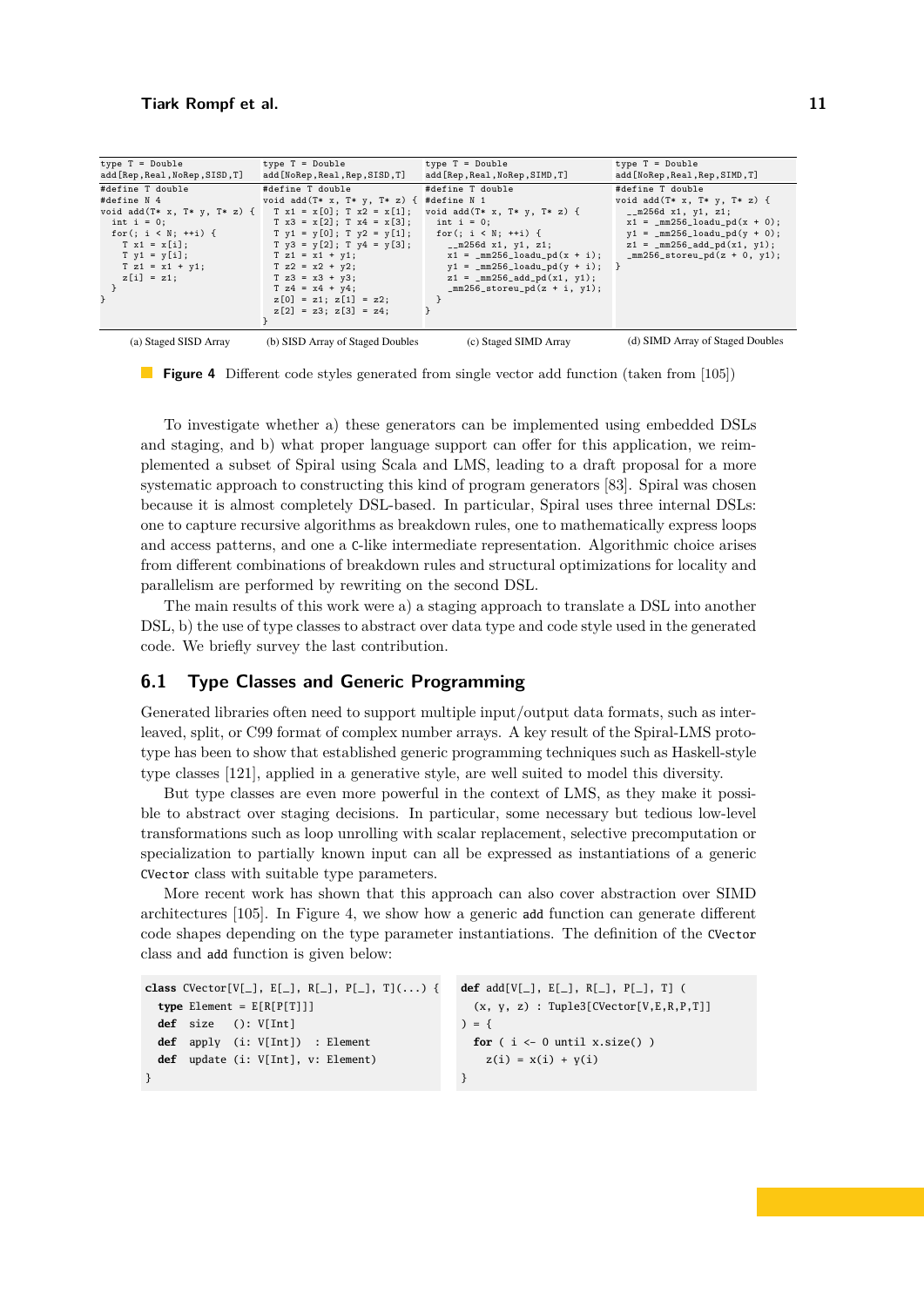```
type T = Double
add[Rep,Real,NoRep,SISD,T]
```

```
#define T double
#define N 4
void add(T* x, T* y, T* z) {
  int i = 0;
  for(; i < N; ++i) {
    T x1 = x[i];
    T y1 = y[i];
    T z1 = x1 + y1;
    z[i] = z1;
  }
}
```

(a) Staged SISD Array

```
type T = Double
add[NoRep,Real,Rep,SISD,T]
```

```
#define T double
void add(T* x, T* y, T* z) {
  T x1 = x[0]; T x2 = x[1];
  T x3 = x[2]; T x4 = x[3];
  T y1 = y[0]; T y2 = y[1];
  T y3 = y[2]; T y4 = y[3];
  T z1 = x1 + y1;
  T z2 = x2 + y2;
  T z3 = x3 + y3;
  T z4 = x4 + y4;
  z[0] = z1; z[1] = z2;
  z[2] = z3; z[3] = z4;
}
```

(b) SISD Array of Staged Doubles

```
type T = Double
add[Rep,Real,NoRep,SIMD,T]
```

```
#define T double
#define N 1
void add(T* x, T* y, T* z) {
  int i = 0;
  for(; i < N; ++i) {
    __m256d x1, y1, z1;
    x1 = _mm256_loadu_pd(x + i);
    y1 = _mm256_loadu_pd(y + i);
    z1 = _mm256_add_pd(x1, y1);
    _mm256_storeu_pd(z + i, y1);
  }
}
```

(c) Staged SIMD Array

```
type T = Double
add[NoRep,Real,Rep,SIMD,T]
```

```
#define T double
void add(T* x, T* y, T* z) {
  __m256d x1, y1, z1;
  x1 = _mm256_loadu_pd(x + 0);
  y1 = _mm256_loadu_pd(y + 0);
  z1 = _mm256_add_pd(x1, y1);
  _mm256_storeu_pd(z + 0, y1);
}
```

(d) SIMD Array of Staged Doubles

**Figure 4** Different code styles generated from single vector add function (taken from [105])

To investigate whether a) these generators can be implemented using embedded DSLs and staging, and b) what proper language support can offer for this application, we reimplemented a subset of Spiral using Scala and LMS, leading to a draft proposal for a more systematic approach to constructing this kind of program generators [83]. Spiral was chosen because it is almost completely DSL-based. In particular, Spiral uses three internal DSLs: one to capture recursive algorithms as breakdown rules, one to mathematically express loops and access patterns, and one a C-like intermediate representation. Algorithmic choice arises from different combinations of breakdown rules and structural optimizations for locality and parallelism are performed by rewriting on the second DSL.

The main results of this work were a) a staging approach to translate a DSL into another DSL, b) the use of type classes to abstract over data type and code style used in the generated code. We briefly survey the last contribution.

## 6.1 Type Classes and Generic Programming

Generated libraries often need to support multiple input/output data formats, such as interleaved, split, or C99 format of complex number arrays. A key result of the Spiral-LMS prototype has been to show that established generic programming techniques such as Haskell-style type classes [121], applied in a generative style, are well suited to model this diversity.

But type classes are even more powerful in the context of LMS, as they make it possible to abstract over staging decisions. In particular, some necessary but tedious low-level transformations such as loop unrolling with scalar replacement, selective precomputation or specialization to partially known input can all be expressed as instantiations of a generic `CVector` class with suitable type parameters.

More recent work has shown that this approach can also cover abstraction over SIMD architectures [105]. In Figure 4, we show how a generic `add` function can generate different code shapes depending on the type parameter instantiations. The definition of the `CVector` class and `add` function is given below:

```
class CVector[V[_], E[_], R[_], P[_], T](...) {
  type Element = E[R[P[T]]]
  def  size   (): V[Int]
  def  apply  (i: V[Int])  : Element
  def  update (i: V[Int], v: Element)
}
```

```
def add[V[_], E[_], R[_], P[_], T] (
  (x, y, z) : Tuple3[CVector[V,E,R,P,T]]
) = {
  for ( i <- 0 until x.size() )
    z(i) = x(i) + y(i)
}
```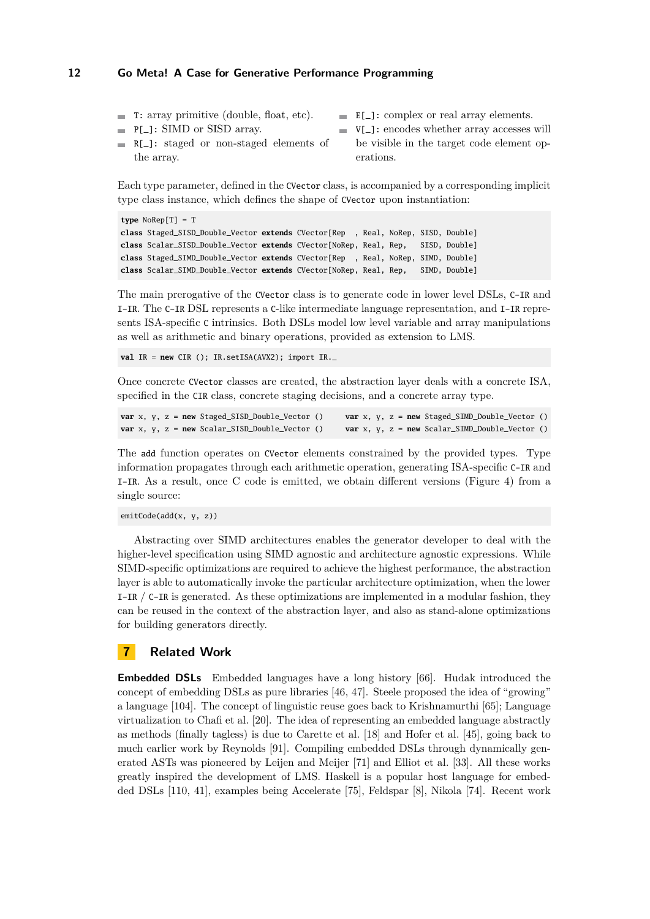- `T`: array primitive (double, float, etc).
- `P[_]`: SIMD or SISD array.
- `R[_]`: staged or non-staged elements of the array.
- `E[_]`: complex or real array elements.
- `V[_]`: encodes whether array accesses will be visible in the target code element operations.

Each type parameter, defined in the `CVector` class, is accompanied by a corresponding implicit type class instance, which defines the shape of `CVector` upon instantiation:

```
type NoRep[T] = T
class Staged_SISD_Double_Vector extends CVector[Rep  , Real, NoRep, SISD, Double]
class Scalar_SISD_Double_Vector extends CVector[NoRep, Real, Rep,   SISD, Double]
class Staged_SIMD_Double_Vector extends CVector[Rep  , Real, NoRep, SIMD, Double]
class Scalar_SIMD_Double_Vector extends CVector[NoRep, Real, Rep,   SIMD, Double]
```

The main prerogative of the `CVector` class is to generate code in lower level DSLs, `C-IR` and `I-IR`. The `C-IR` DSL represents a `C`-like intermediate language representation, and `I-IR` represents ISA-specific `C` intrinsics. Both DSLs model low level variable and array manipulations as well as arithmetic and binary operations, provided as extension to LMS.

```
val IR = new CIR (); IR.setISA(AVX2); import IR._
```

Once concrete `CVector` classes are created, the abstraction layer deals with a concrete ISA, specified in the `CIR` class, concrete staging decisions, and a concrete array type.

```
var x, y, z = new Staged_SISD_Double_Vector ()     var x, y, z = new Staged_SIMD_Double_Vector ()
var x, y, z = new Scalar_SISD_Double_Vector ()     var x, y, z = new Scalar_SIMD_Double_Vector ()
```

The `add` function operates on `CVector` elements constrained by the provided types. Type information propagates through each arithmetic operation, generating ISA-specific `C-IR` and `I-IR`. As a result, once C code is emitted, we obtain different versions (Figure 4) from a single source:

```
emitCode(add(x, y, z))
```

Abstracting over SIMD architectures enables the generator developer to deal with the higher-level specification using SIMD agnostic and architecture agnostic expressions. While SIMD-specific optimizations are required to achieve the highest performance, the abstraction layer is able to automatically invoke the particular architecture optimization, when the lower `I-IR` / `C-IR` is generated. As these optimizations are implemented in a modular fashion, they can be reused in the context of the abstraction layer, and also as stand-alone optimizations for building generators directly.

## 7 Related Work

**Embedded DSLs** Embedded languages have a long history [66]. Hudak introduced the concept of embedding DSLs as pure libraries [46, 47]. Steele proposed the idea of "growing" a language [104]. The concept of linguistic reuse goes back to Krishnamurthi [65]; Language virtualization to Chafi et al. [20]. The idea of representing an embedded language abstractly as methods (finally tagless) is due to Carette et al. [18] and Hofer et al. [45], going back to much earlier work by Reynolds [91]. Compiling embedded DSLs through dynamically generated ASTs was pioneered by Leijen and Meijer [71] and Elliot et al. [33]. All these works greatly inspired the development of LMS. Haskell is a popular host language for embedded DSLs [110, 41], examples being Accelerate [75], Feldspar [8], Nikola [74]. Recent work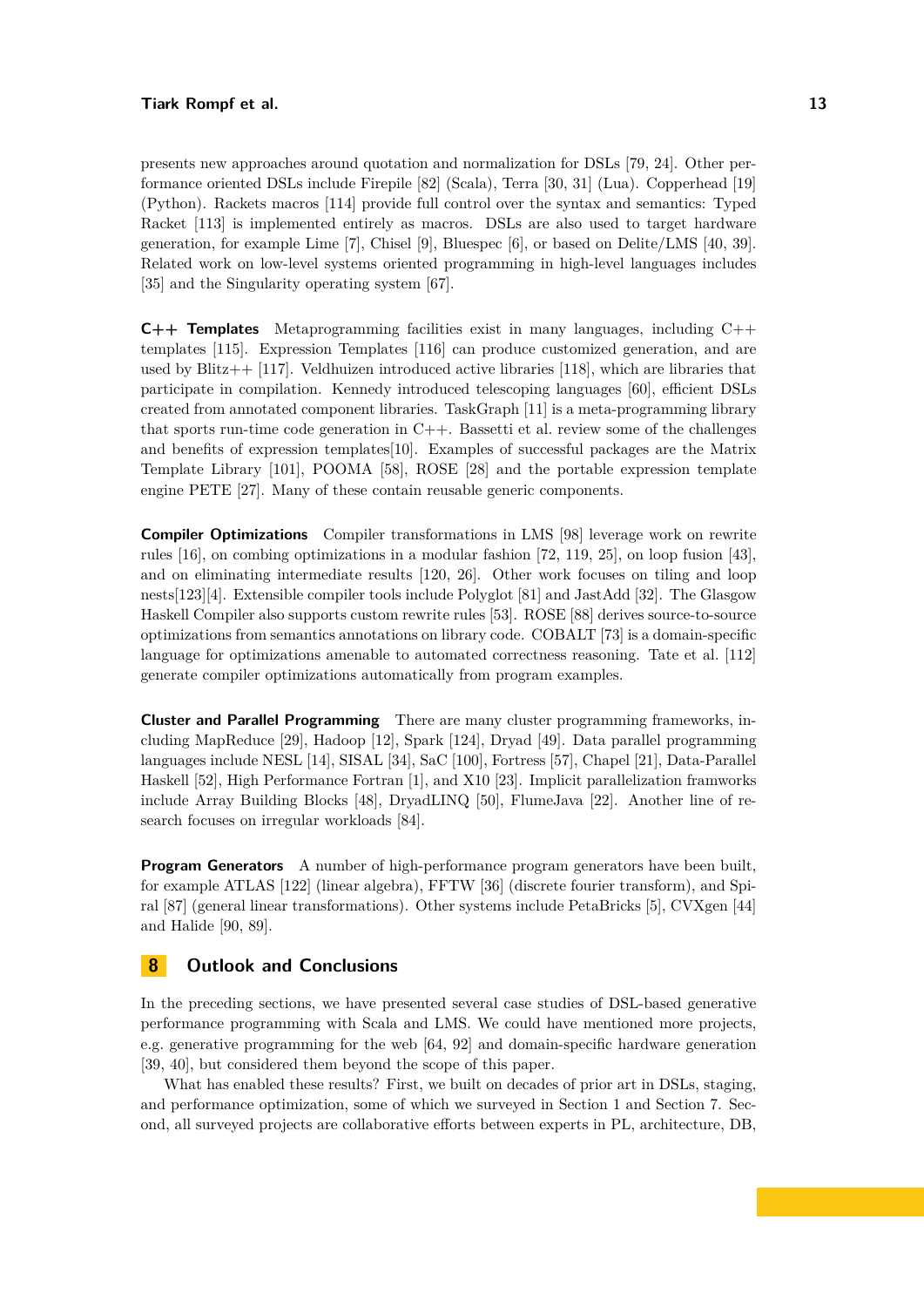presents new approaches around quotation and normalization for DSLs [79, 24]. Other performance oriented DSLs include Firepile [82] (Scala), Terra [30, 31] (Lua). Copperhead [19] (Python). Rackets macros [114] provide full control over the syntax and semantics: Typed Racket [113] is implemented entirely as macros. DSLs are also used to target hardware generation, for example Lime [7], Chisel [9], Bluespec [6], or based on Delite/LMS [40, 39]. Related work on low-level systems oriented programming in high-level languages includes [35] and the Singularity operating system [67].

**C++ Templates** Metaprogramming facilities exist in many languages, including C++ templates [115]. Expression Templates [116] can produce customized generation, and are used by Blitz++ [117]. Veldhuizen introduced active libraries [118], which are libraries that participate in compilation. Kennedy introduced telescoping languages [60], efficient DSLs created from annotated component libraries. TaskGraph [11] is a meta-programming library that sports run-time code generation in C++. Bassetti et al. review some of the challenges and benefits of expression templates[10]. Examples of successful packages are the Matrix Template Library [101], POOMA [58], ROSE [28] and the portable expression template engine PETE [27]. Many of these contain reusable generic components.

**Compiler Optimizations** Compiler transformations in LMS [98] leverage work on rewrite rules [16], on combing optimizations in a modular fashion [72, 119, 25], on loop fusion [43], and on eliminating intermediate results [120, 26]. Other work focuses on tiling and loop nests[123][4]. Extensible compiler tools include Polyglot [81] and JastAdd [32]. The Glasgow Haskell Compiler also supports custom rewrite rules [53]. ROSE [88] derives source-to-source optimizations from semantics annotations on library code. COBALT [73] is a domain-specific language for optimizations amenable to automated correctness reasoning. Tate et al. [112] generate compiler optimizations automatically from program examples.

**Cluster and Parallel Programming** There are many cluster programming frameworks, including MapReduce [29], Hadoop [12], Spark [124], Dryad [49]. Data parallel programming languages include NESL [14], SISAL [34], SaC [100], Fortress [57], Chapel [21], Data-Parallel Haskell [52], High Performance Fortran [1], and X10 [23]. Implicit parallelization framworks include Array Building Blocks [48], DryadLINQ [50], FlumeJava [22]. Another line of research focuses on irregular workloads [84].

**Program Generators** A number of high-performance program generators have been built, for example ATLAS [122] (linear algebra), FFTW [36] (discrete fourier transform), and Spiral [87] (general linear transformations). Other systems include PetaBricks [5], CVXgen [44] and Halide [90, 89].

## 8 Outlook and Conclusions

In the preceding sections, we have presented several case studies of DSL-based generative performance programming with Scala and LMS. We could have mentioned more projects, e.g. generative programming for the web [64, 92] and domain-specific hardware generation [39, 40], but considered them beyond the scope of this paper.

What has enabled these results? First, we built on decades of prior art in DSLs, staging, and performance optimization, some of which we surveyed in Section 1 and Section 7. Second, all surveyed projects are collaborative efforts between experts in PL, architecture, DB,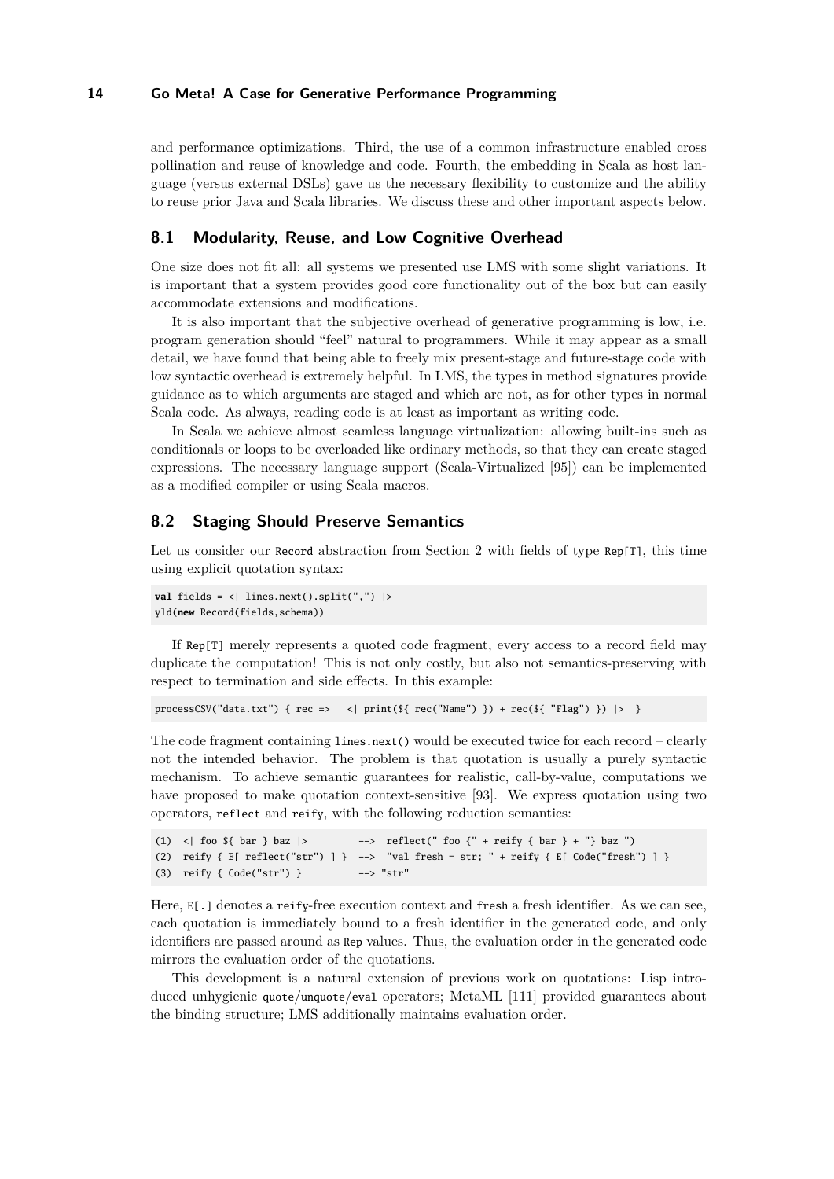and performance optimizations. Third, the use of a common infrastructure enabled cross pollination and reuse of knowledge and code. Fourth, the embedding in Scala as host language (versus external DSLs) gave us the necessary flexibility to customize and the ability to reuse prior Java and Scala libraries. We discuss these and other important aspects below.

## 8.1 Modularity, Reuse, and Low Cognitive Overhead

One size does not fit all: all systems we presented use LMS with some slight variations. It is important that a system provides good core functionality out of the box but can easily accommodate extensions and modifications.

It is also important that the subjective overhead of generative programming is low, i.e. program generation should "feel" natural to programmers. While it may appear as a small detail, we have found that being able to freely mix present-stage and future-stage code with low syntactic overhead is extremely helpful. In LMS, the types in method signatures provide guidance as to which arguments are staged and which are not, as for other types in normal Scala code. As always, reading code is at least as important as writing code.

In Scala we achieve almost seamless language virtualization: allowing built-ins such as conditionals or loops to be overloaded like ordinary methods, so that they can create staged expressions. The necessary language support (Scala-Virtualized [95]) can be implemented as a modified compiler or using Scala macros.

## 8.2 Staging Should Preserve Semantics

Let us consider our `Record` abstraction from Section 2 with fields of type `Rep[T]`, this time using explicit quotation syntax:

```
val fields = <| lines.next().split(",") |>
yld(new Record(fields,schema))
```

If `Rep[T]` merely represents a quoted code fragment, every access to a record field may duplicate the computation! This is not only costly, but also not semantics-preserving with respect to termination and side effects. In this example:

```
processCSV("data.txt") { rec =>   <| print(${ rec("Name") }) + rec(${ "Flag" }) |>  }
```

The code fragment containing `lines.next()` would be executed twice for each record – clearly not the intended behavior. The problem is that quotation is usually a purely syntactic mechanism. To achieve semantic guarantees for realistic, call-by-value, computations we have proposed to make quotation context-sensitive [93]. We express quotation using two operators, `reflect` and `reify`, with the following reduction semantics:

```
(1)  <| foo ${ bar } baz |>         -->  reflect(" foo {" + reify { bar } + "} baz ")
(2)  reify { E[ reflect("str") ] }  -->  "val fresh = str; " + reify { E[ Code("fresh") ] }
(3)  reify { Code("str") }          --> "str"
```

Here, `E[.]` denotes a `reify`-free execution context and `fresh` a fresh identifier. As we can see, each quotation is immediately bound to a fresh identifier in the generated code, and only identifiers are passed around as `Rep` values. Thus, the evaluation order in the generated code mirrors the evaluation order of the quotations.

This development is a natural extension of previous work on quotations: Lisp introduced unhygienic `quote`/`unquote`/`eval` operators; MetaML [111] provided guarantees about the binding structure; LMS additionally maintains evaluation order.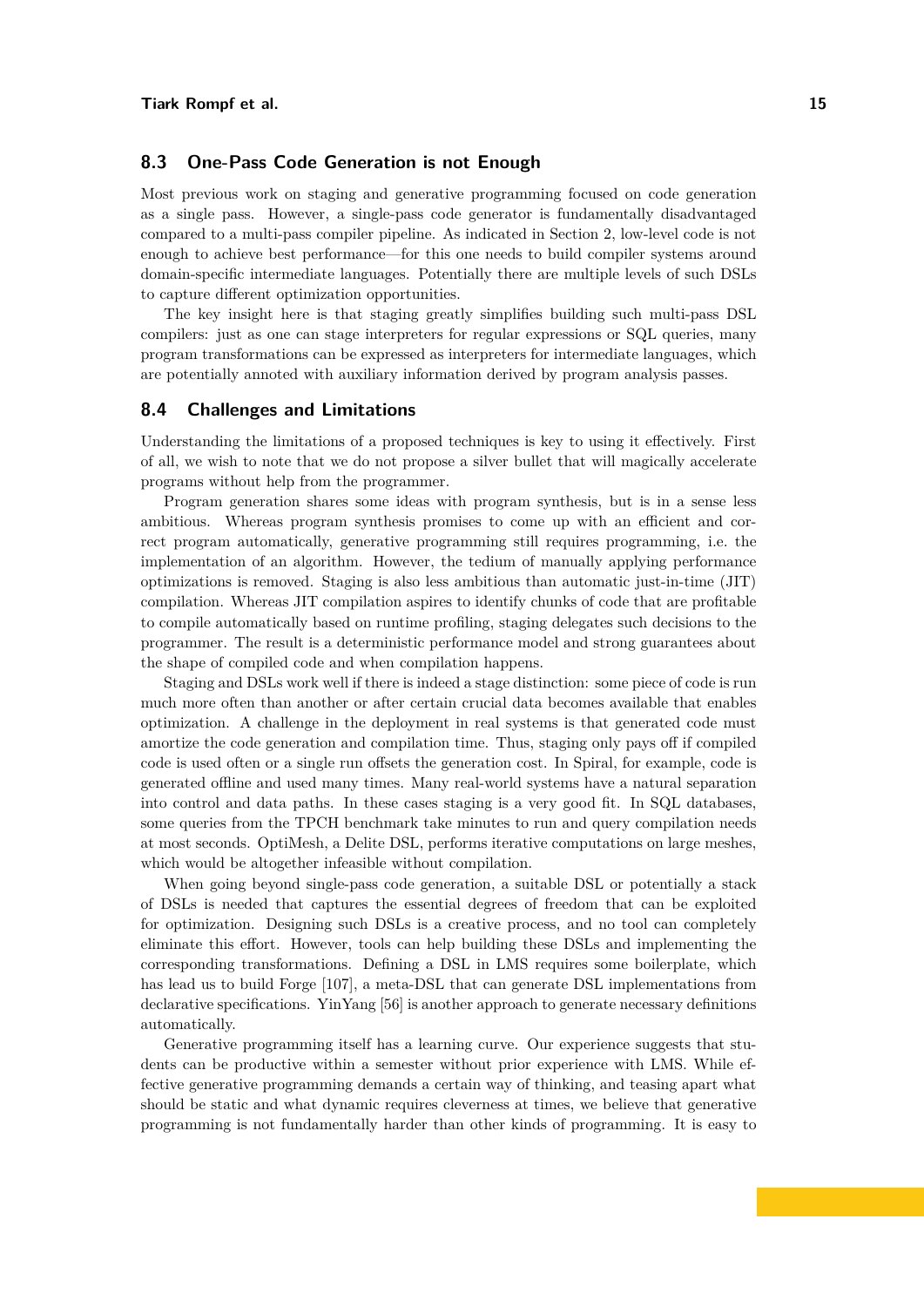## 8.3 One-Pass Code Generation is not Enough

Most previous work on staging and generative programming focused on code generation as a single pass. However, a single-pass code generator is fundamentally disadvantaged compared to a multi-pass compiler pipeline. As indicated in Section 2, low-level code is not enough to achieve best performance—for this one needs to build compiler systems around domain-specific intermediate languages. Potentially there are multiple levels of such DSLs to capture different optimization opportunities.

The key insight here is that staging greatly simplifies building such multi-pass DSL compilers: just as one can stage interpreters for regular expressions or SQL queries, many program transformations can be expressed as interpreters for intermediate languages, which are potentially annoted with auxiliary information derived by program analysis passes.

## 8.4 Challenges and Limitations

Understanding the limitations of a proposed techniques is key to using it effectively. First of all, we wish to note that we do not propose a silver bullet that will magically accelerate programs without help from the programmer.

Program generation shares some ideas with program synthesis, but is in a sense less ambitious. Whereas program synthesis promises to come up with an efficient and correct program automatically, generative programming still requires programming, i.e. the implementation of an algorithm. However, the tedium of manually applying performance optimizations is removed. Staging is also less ambitious than automatic just-in-time (JIT) compilation. Whereas JIT compilation aspires to identify chunks of code that are profitable to compile automatically based on runtime profiling, staging delegates such decisions to the programmer. The result is a deterministic performance model and strong guarantees about the shape of compiled code and when compilation happens.

Staging and DSLs work well if there is indeed a stage distinction: some piece of code is run much more often than another or after certain crucial data becomes available that enables optimization. A challenge in the deployment in real systems is that generated code must amortize the code generation and compilation time. Thus, staging only pays off if compiled code is used often or a single run offsets the generation cost. In Spiral, for example, code is generated offline and used many times. Many real-world systems have a natural separation into control and data paths. In these cases staging is a very good fit. In SQL databases, some queries from the TPCH benchmark take minutes to run and query compilation needs at most seconds. OptiMesh, a Delite DSL, performs iterative computations on large meshes, which would be altogether infeasible without compilation.

When going beyond single-pass code generation, a suitable DSL or potentially a stack of DSLs is needed that captures the essential degrees of freedom that can be exploited for optimization. Designing such DSLs is a creative process, and no tool can completely eliminate this effort. However, tools can help building these DSLs and implementing the corresponding transformations. Defining a DSL in LMS requires some boilerplate, which has lead us to build Forge [107], a meta-DSL that can generate DSL implementations from declarative specifications. YinYang [56] is another approach to generate necessary definitions automatically.

Generative programming itself has a learning curve. Our experience suggests that students can be productive within a semester without prior experience with LMS. While effective generative programming demands a certain way of thinking, and teasing apart what should be static and what dynamic requires cleverness at times, we believe that generative programming is not fundamentally harder than other kinds of programming. It is easy to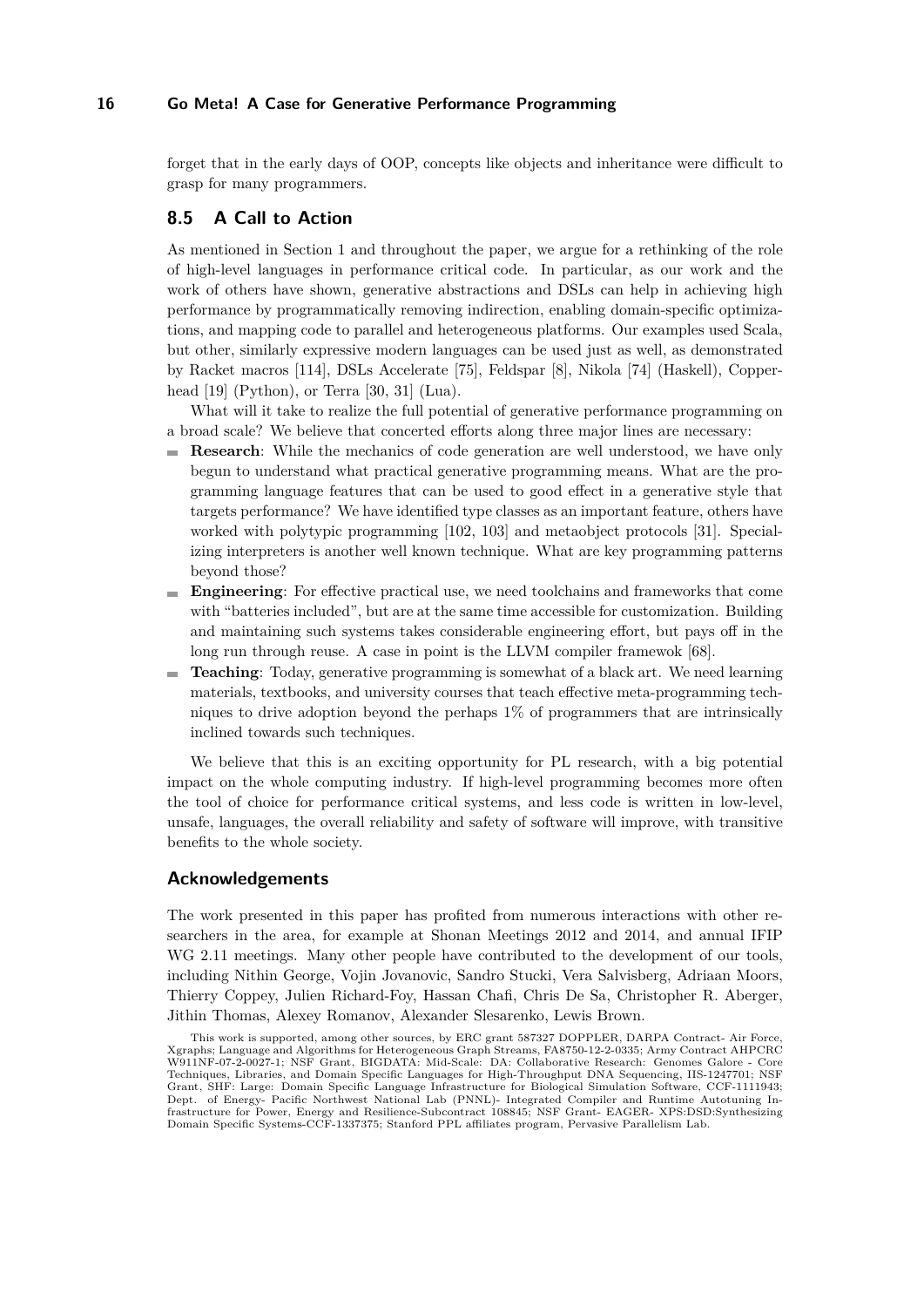forget that in the early days of OOP, concepts like objects and inheritance were difficult to grasp for many programmers.

## 8.5 A Call to Action

As mentioned in Section 1 and throughout the paper, we argue for a rethinking of the role of high-level languages in performance critical code. In particular, as our work and the work of others have shown, generative abstractions and DSLs can help in achieving high performance by programmatically removing indirection, enabling domain-specific optimizations, and mapping code to parallel and heterogeneous platforms. Our examples used Scala, but other, similarly expressive modern languages can be used just as well, as demonstrated by Racket macros [114], DSLs Accelerate [75], Feldspar [8], Nikola [74] (Haskell), Copperhead [19] (Python), or Terra [30, 31] (Lua).

What will it take to realize the full potential of generative performance programming on a broad scale? We believe that concerted efforts along three major lines are necessary:

- **Research**: While the mechanics of code generation are well understood, we have only begun to understand what practical generative programming means. What are the programming language features that can be used to good effect in a generative style that targets performance? We have identified type classes as an important feature, others have worked with polytypic programming [102, 103] and metaobject protocols [31]. Specializing interpreters is another well known technique. What are key programming patterns beyond those?
- **Engineering**: For effective practical use, we need toolchains and frameworks that come with "batteries included", but are at the same time accessible for customization. Building and maintaining such systems takes considerable engineering effort, but pays off in the long run through reuse. A case in point is the LLVM compiler framewok [68].
- **Teaching**: Today, generative programming is somewhat of a black art. We need learning materials, textbooks, and university courses that teach effective meta-programming techniques to drive adoption beyond the perhaps 1% of programmers that are intrinsically inclined towards such techniques.

We believe that this is an exciting opportunity for PL research, with a big potential impact on the whole computing industry. If high-level programming becomes more often the tool of choice for performance critical systems, and less code is written in low-level, unsafe, languages, the overall reliability and safety of software will improve, with transitive benefits to the whole society.

### Acknowledgements

The work presented in this paper has profited from numerous interactions with other researchers in the area, for example at Shonan Meetings 2012 and 2014, and annual IFIP WG 2.11 meetings. Many other people have contributed to the development of our tools, including Nithin George, Vojin Jovanovic, Sandro Stucki, Vera Salvisberg, Adriaan Moors, Thierry Coppey, Julien Richard-Foy, Hassan Chafi, Chris De Sa, Christopher R. Aberger, Jithin Thomas, Alexey Romanov, Alexander Slesarenko, Lewis Brown.

This work is supported, among other sources, by ERC grant 587327 DOPPLER, DARPA Contract- Air Force, Xgraphs; Language and Algorithms for Heterogeneous Graph Streams, FA8750-12-2-0335; Army Contract AHPCRC W911NF-07-2-0027-1; NSF Grant, BIGDATA: Mid-Scale: DA: Collaborative Research: Genomes Galore - Core Techniques, Libraries, and Domain Specific Languages for High-Throughput DNA Sequencing, IIS-1247701; NSF Grant, SHF: Large: Domain Specific Language Infrastructure for Biological Simulation Software, CCF-1111943; Dept. of Energy- Pacific Northwest National Lab (PNNL)- Integrated Compiler and Runtime Autotuning Infrastructure for Power, Energy and Resilience-Subcontract 108845; NSF Grant- EAGER- XPS:DSD:Synthesizing Domain Specific Systems-CCF-1337375; Stanford PPL affiliates program, Pervasive Parallelism Lab.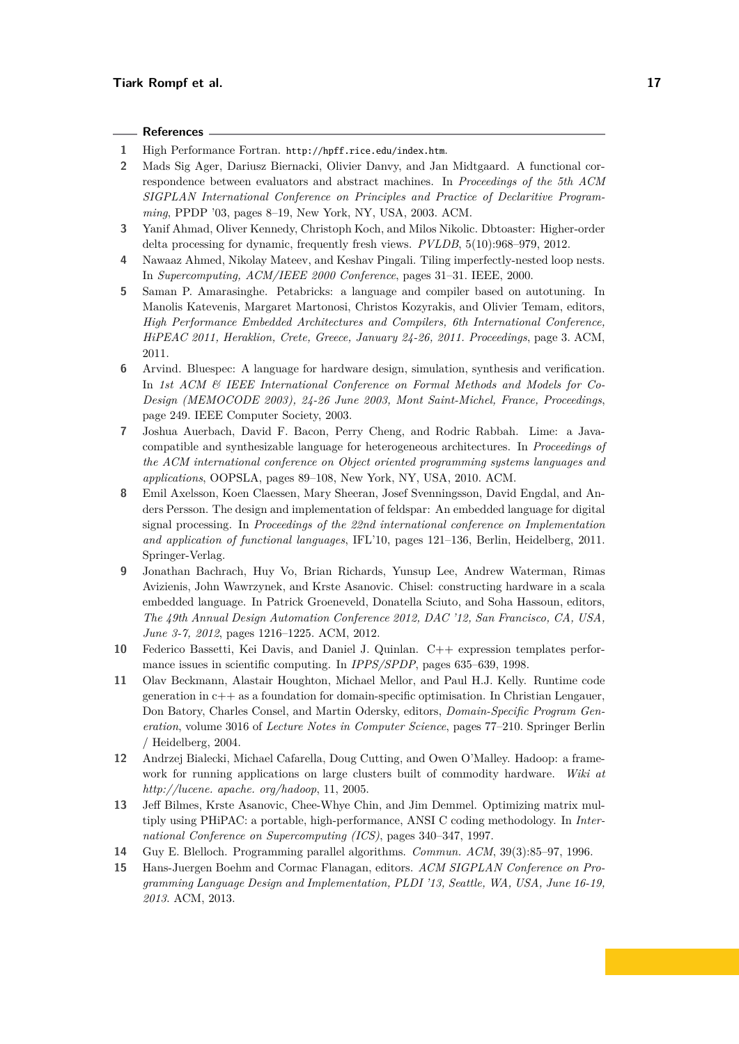## References

1. High Performance Fortran. http://hpff.rice.edu/index.htm.
2. Mads Sig Ager, Dariusz Biernacki, Olivier Danvy, and Jan Midtgaard. A functional correspondence between evaluators and abstract machines. In *Proceedings of the 5th ACM SIGPLAN International Conference on Principles and Practice of Declaritive Programming*, PPDP '03, pages 8–19, New York, NY, USA, 2003. ACM.
3. Yanif Ahmad, Oliver Kennedy, Christoph Koch, and Milos Nikolic. Dbtoaster: Higher-order delta processing for dynamic, frequently fresh views. *PVLDB*, 5(10):968–979, 2012.
4. Nawaaz Ahmed, Nikolay Mateev, and Keshav Pingali. Tiling imperfectly-nested loop nests. In *Supercomputing, ACM/IEEE 2000 Conference*, pages 31–31. IEEE, 2000.
5. Saman P. Amarasinghe. Petabricks: a language and compiler based on autotuning. In Manolis Katevenis, Margaret Martonosi, Christos Kozyrakis, and Olivier Temam, editors, *High Performance Embedded Architectures and Compilers, 6th International Conference, HiPEAC 2011, Heraklion, Crete, Greece, January 24-26, 2011. Proceedings*, page 3. ACM, 2011.
6. Arvind. Bluespec: A language for hardware design, simulation, synthesis and verification. In *1st ACM & IEEE International Conference on Formal Methods and Models for Co-Design (MEMOCODE 2003), 24-26 June 2003, Mont Saint-Michel, France, Proceedings*, page 249. IEEE Computer Society, 2003.
7. Joshua Auerbach, David F. Bacon, Perry Cheng, and Rodric Rabbah. Lime: a Java-compatible and synthesizable language for heterogeneous architectures. In *Proceedings of the ACM international conference on Object oriented programming systems languages and applications*, OOPSLA, pages 89–108, New York, NY, USA, 2010. ACM.
8. Emil Axelsson, Koen Claessen, Mary Sheeran, Josef Svenningsson, David Engdal, and Anders Persson. The design and implementation of feldspar: An embedded language for digital signal processing. In *Proceedings of the 22nd international conference on Implementation and application of functional languages*, IFL'10, pages 121–136, Berlin, Heidelberg, 2011. Springer-Verlag.
9. Jonathan Bachrach, Huy Vo, Brian Richards, Yunsup Lee, Andrew Waterman, Rimas Avizienis, John Wawrzynek, and Krste Asanovic. Chisel: constructing hardware in a scala embedded language. In Patrick Groeneveld, Donatella Sciuto, and Soha Hassoun, editors, *The 49th Annual Design Automation Conference 2012, DAC '12, San Francisco, CA, USA, June 3-7, 2012*, pages 1216–1225. ACM, 2012.
10. Federico Bassetti, Kei Davis, and Daniel J. Quinlan. C++ expression templates performance issues in scientific computing. In *IPPS/SPDP*, pages 635–639, 1998.
11. Olav Beckmann, Alastair Houghton, Michael Mellor, and Paul H.J. Kelly. Runtime code generation in c++ as a foundation for domain-specific optimisation. In Christian Lengauer, Don Batory, Charles Consel, and Martin Odersky, editors, *Domain-Specific Program Generation*, volume 3016 of *Lecture Notes in Computer Science*, pages 77–210. Springer Berlin / Heidelberg, 2004.
12. Andrzej Bialecki, Michael Cafarella, Doug Cutting, and Owen O'Malley. Hadoop: a framework for running applications on large clusters built of commodity hardware. *Wiki at http://lucene. apache. org/hadoop*, 11, 2005.
13. Jeff Bilmes, Krste Asanovic, Chee-Whye Chin, and Jim Demmel. Optimizing matrix multiply using PHiPAC: a portable, high-performance, ANSI C coding methodology. In *International Conference on Supercomputing (ICS)*, pages 340–347, 1997.
14. Guy E. Blelloch. Programming parallel algorithms. *Commun. ACM*, 39(3):85–97, 1996.
15. Hans-Juergen Boehm and Cormac Flanagan, editors. *ACM SIGPLAN Conference on Programming Language Design and Implementation, PLDI '13, Seattle, WA, USA, June 16-19, 2013.* ACM, 2013.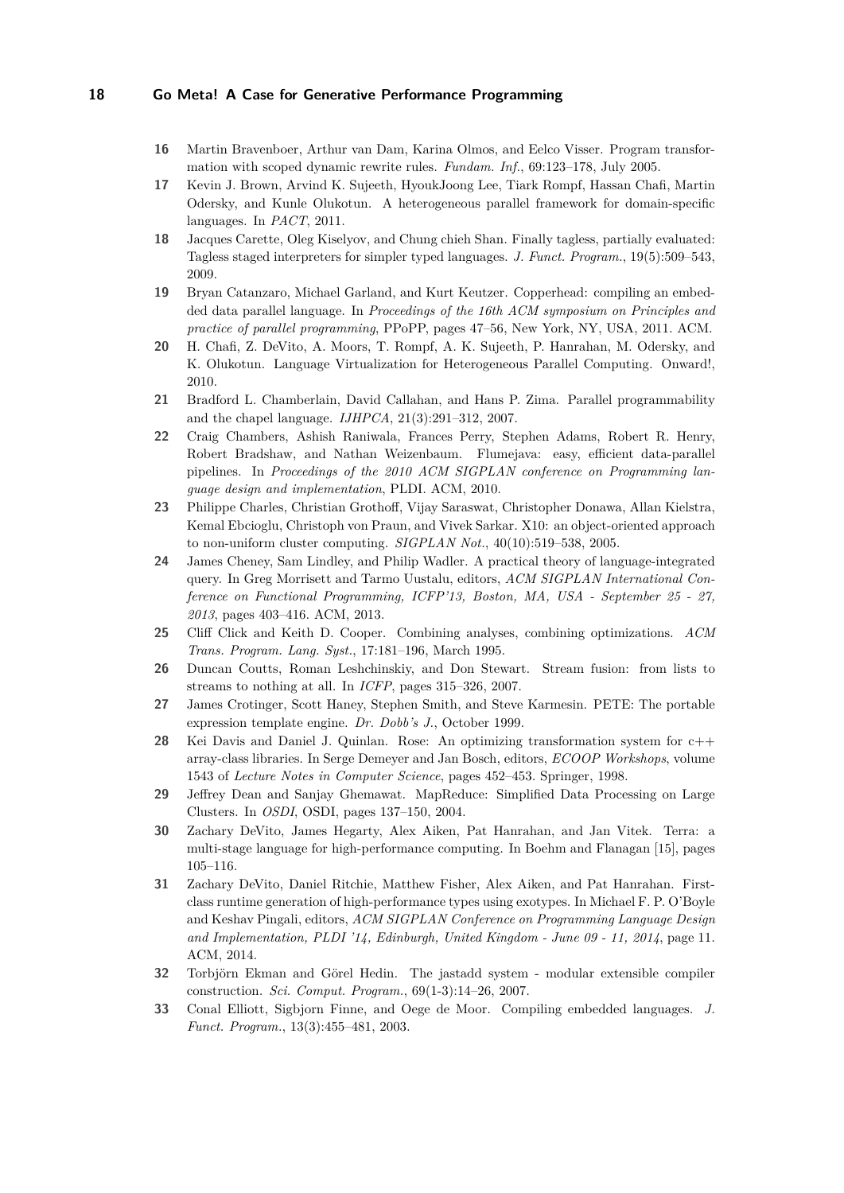16 Martin Bravenboer, Arthur van Dam, Karina Olmos, and Eelco Visser. Program transformation with scoped dynamic rewrite rules. *Fundam. Inf.*, 69:123–178, July 2005.

17 Kevin J. Brown, Arvind K. Sujeeth, HyoukJoong Lee, Tiark Rompf, Hassan Chafi, Martin Odersky, and Kunle Olukotun. A heterogeneous parallel framework for domain-specific languages. In *PACT*, 2011.

18 Jacques Carette, Oleg Kiselyov, and Chung chieh Shan. Finally tagless, partially evaluated: Tagless staged interpreters for simpler typed languages. *J. Funct. Program.*, 19(5):509–543, 2009.

19 Bryan Catanzaro, Michael Garland, and Kurt Keutzer. Copperhead: compiling an embedded data parallel language. In *Proceedings of the 16th ACM symposium on Principles and practice of parallel programming*, PPoPP, pages 47–56, New York, NY, USA, 2011. ACM.

20 H. Chafi, Z. DeVito, A. Moors, T. Rompf, A. K. Sujeeth, P. Hanrahan, M. Odersky, and K. Olukotun. Language Virtualization for Heterogeneous Parallel Computing. Onward!, 2010.

21 Bradford L. Chamberlain, David Callahan, and Hans P. Zima. Parallel programmability and the chapel language. *IJHPCA*, 21(3):291–312, 2007.

22 Craig Chambers, Ashish Raniwala, Frances Perry, Stephen Adams, Robert R. Henry, Robert Bradshaw, and Nathan Weizenbaum. Flumejava: easy, efficient data-parallel pipelines. In *Proceedings of the 2010 ACM SIGPLAN conference on Programming language design and implementation*, PLDI. ACM, 2010.

23 Philippe Charles, Christian Grothoff, Vijay Saraswat, Christopher Donawa, Allan Kielstra, Kemal Ebcioglu, Christoph von Praun, and Vivek Sarkar. X10: an object-oriented approach to non-uniform cluster computing. *SIGPLAN Not.*, 40(10):519–538, 2005.

24 James Cheney, Sam Lindley, and Philip Wadler. A practical theory of language-integrated query. In Greg Morrisett and Tarmo Uustalu, editors, *ACM SIGPLAN International Conference on Functional Programming, ICFP'13, Boston, MA, USA - September 25 - 27, 2013*, pages 403–416. ACM, 2013.

25 Cliff Click and Keith D. Cooper. Combining analyses, combining optimizations. *ACM Trans. Program. Lang. Syst.*, 17:181–196, March 1995.

26 Duncan Coutts, Roman Leshchinskiy, and Don Stewart. Stream fusion: from lists to streams to nothing at all. In *ICFP*, pages 315–326, 2007.

27 James Crotinger, Scott Haney, Stephen Smith, and Steve Karmesin. PETE: The portable expression template engine. *Dr. Dobb's J.*, October 1999.

28 Kei Davis and Daniel J. Quinlan. Rose: An optimizing transformation system for c++ array-class libraries. In Serge Demeyer and Jan Bosch, editors, *ECOOP Workshops*, volume 1543 of *Lecture Notes in Computer Science*, pages 452–453. Springer, 1998.

29 Jeffrey Dean and Sanjay Ghemawat. MapReduce: Simplified Data Processing on Large Clusters. In *OSDI*, OSDI, pages 137–150, 2004.

30 Zachary DeVito, James Hegarty, Alex Aiken, Pat Hanrahan, and Jan Vitek. Terra: a multi-stage language for high-performance computing. In Boehm and Flanagan [15], pages 105–116.

31 Zachary DeVito, Daniel Ritchie, Matthew Fisher, Alex Aiken, and Pat Hanrahan. First-class runtime generation of high-performance types using exotypes. In Michael F. P. O'Boyle and Keshav Pingali, editors, *ACM SIGPLAN Conference on Programming Language Design and Implementation, PLDI '14, Edinburgh, United Kingdom - June 09 - 11, 2014*, page 11. ACM, 2014.

32 Torbjörn Ekman and Görel Hedin. The jastadd system - modular extensible compiler construction. *Sci. Comput. Program.*, 69(1-3):14–26, 2007.

33 Conal Elliott, Sigbjorn Finne, and Oege de Moor. Compiling embedded languages. *J. Funct. Program.*, 13(3):455–481, 2003.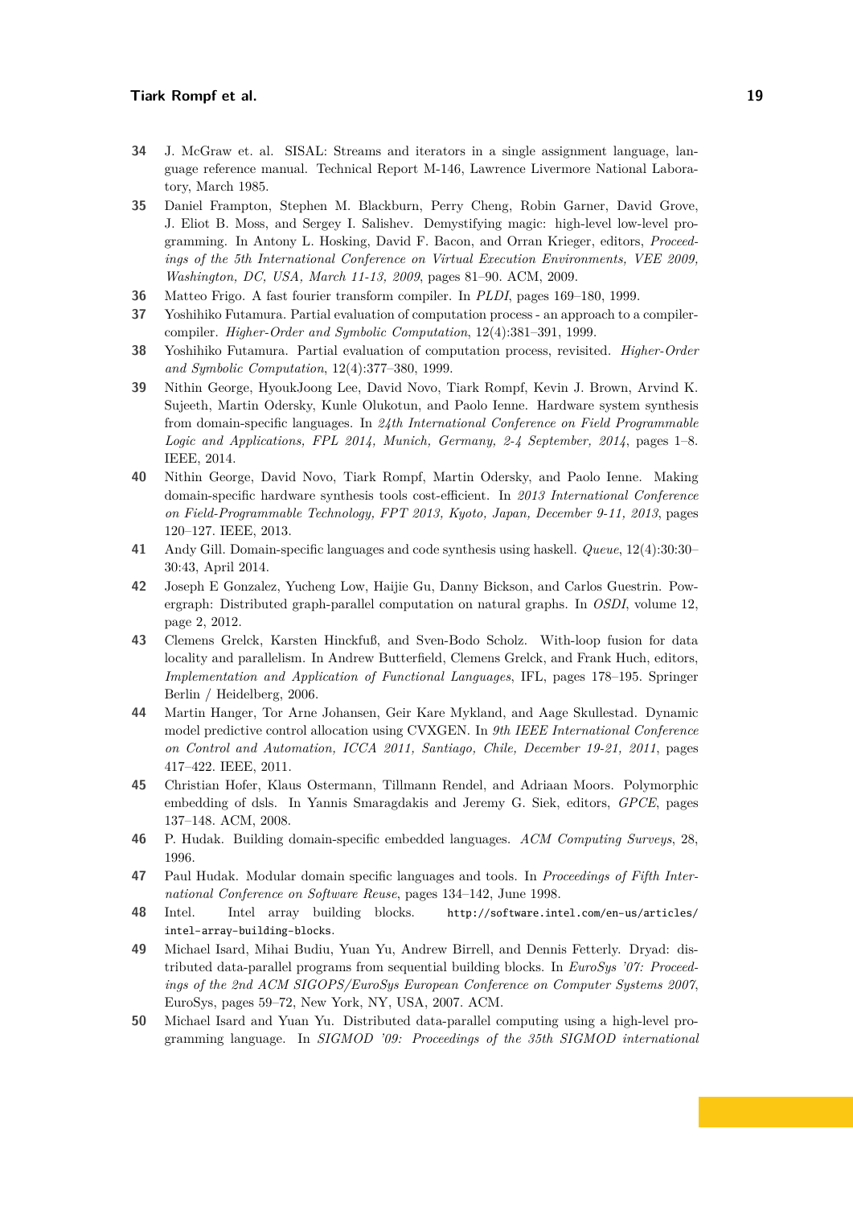**34** J. McGraw et. al. SISAL: Streams and iterators in a single assignment language, language reference manual. Technical Report M-146, Lawrence Livermore National Laboratory, March 1985.

**35** Daniel Frampton, Stephen M. Blackburn, Perry Cheng, Robin Garner, David Grove, J. Eliot B. Moss, and Sergey I. Salishev. Demystifying magic: high-level low-level programming. In Antony L. Hosking, David F. Bacon, and Orran Krieger, editors, *Proceedings of the 5th International Conference on Virtual Execution Environments, VEE 2009, Washington, DC, USA, March 11-13, 2009*, pages 81–90. ACM, 2009.

**36** Matteo Frigo. A fast fourier transform compiler. In *PLDI*, pages 169–180, 1999.

**37** Yoshihiko Futamura. Partial evaluation of computation process - an approach to a compiler-compiler. *Higher-Order and Symbolic Computation*, 12(4):381–391, 1999.

**38** Yoshihiko Futamura. Partial evaluation of computation process, revisited. *Higher-Order and Symbolic Computation*, 12(4):377–380, 1999.

**39** Nithin George, HyoukJoong Lee, David Novo, Tiark Rompf, Kevin J. Brown, Arvind K. Sujeeth, Martin Odersky, Kunle Olukotun, and Paolo Ienne. Hardware system synthesis from domain-specific languages. In *24th International Conference on Field Programmable Logic and Applications, FPL 2014, Munich, Germany, 2-4 September, 2014*, pages 1–8. IEEE, 2014.

**40** Nithin George, David Novo, Tiark Rompf, Martin Odersky, and Paolo Ienne. Making domain-specific hardware synthesis tools cost-efficient. In *2013 International Conference on Field-Programmable Technology, FPT 2013, Kyoto, Japan, December 9-11, 2013*, pages 120–127. IEEE, 2013.

**41** Andy Gill. Domain-specific languages and code synthesis using haskell. *Queue*, 12(4):30:30–30:43, April 2014.

**42** Joseph E Gonzalez, Yucheng Low, Haijie Gu, Danny Bickson, and Carlos Guestrin. Powergraph: Distributed graph-parallel computation on natural graphs. In *OSDI*, volume 12, page 2, 2012.

**43** Clemens Grelck, Karsten Hinckfuß, and Sven-Bodo Scholz. With-loop fusion for data locality and parallelism. In Andrew Butterfield, Clemens Grelck, and Frank Huch, editors, *Implementation and Application of Functional Languages*, IFL, pages 178–195. Springer Berlin / Heidelberg, 2006.

**44** Martin Hanger, Tor Arne Johansen, Geir Kare Mykland, and Aage Skullestad. Dynamic model predictive control allocation using CVXGEN. In *9th IEEE International Conference on Control and Automation, ICCA 2011, Santiago, Chile, December 19-21, 2011*, pages 417–422. IEEE, 2011.

**45** Christian Hofer, Klaus Ostermann, Tillmann Rendel, and Adriaan Moors. Polymorphic embedding of dsls. In Yannis Smaragdakis and Jeremy G. Siek, editors, *GPCE*, pages 137–148. ACM, 2008.

**46** P. Hudak. Building domain-specific embedded languages. *ACM Computing Surveys*, 28, 1996.

**47** Paul Hudak. Modular domain specific languages and tools. In *Proceedings of Fifth International Conference on Software Reuse*, pages 134–142, June 1998.

**48** Intel. Intel array building blocks. `http://software.intel.com/en-us/articles/intel-array-building-blocks`.

**49** Michael Isard, Mihai Budiu, Yuan Yu, Andrew Birrell, and Dennis Fetterly. Dryad: distributed data-parallel programs from sequential building blocks. In *EuroSys '07: Proceedings of the 2nd ACM SIGOPS/EuroSys European Conference on Computer Systems 2007*, EuroSys, pages 59–72, New York, NY, USA, 2007. ACM.

**50** Michael Isard and Yuan Yu. Distributed data-parallel computing using a high-level programming language. In *SIGMOD '09: Proceedings of the 35th SIGMOD international*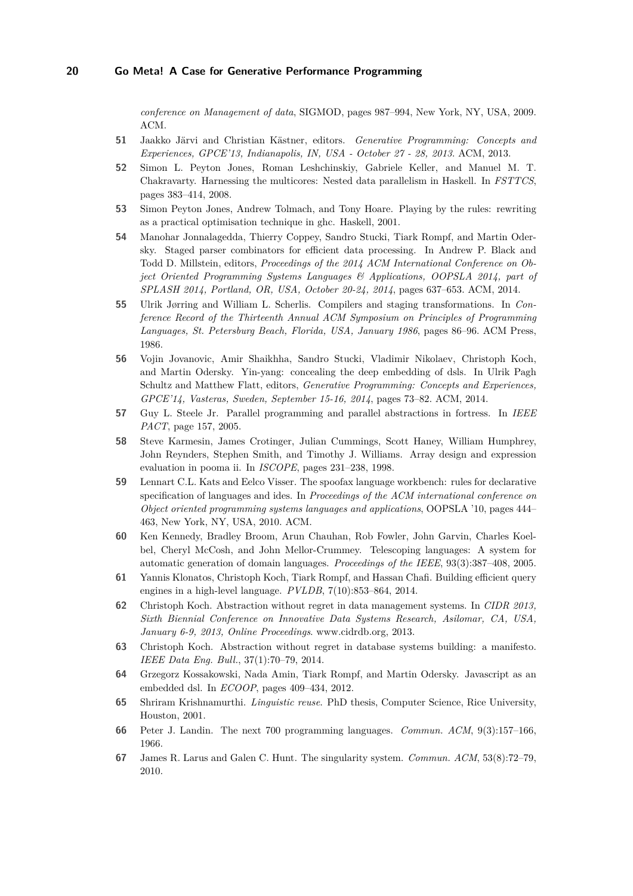*conference on Management of data*, SIGMOD, pages 987–994, New York, NY, USA, 2009. ACM.

**51** Jaakko Järvi and Christian Kästner, editors. *Generative Programming: Concepts and Experiences, GPCE'13, Indianapolis, IN, USA - October 27 - 28, 2013*. ACM, 2013.

**52** Simon L. Peyton Jones, Roman Leshchinskiy, Gabriele Keller, and Manuel M. T. Chakravarty. Harnessing the multicores: Nested data parallelism in Haskell. In *FSTTCS*, pages 383–414, 2008.

**53** Simon Peyton Jones, Andrew Tolmach, and Tony Hoare. Playing by the rules: rewriting as a practical optimisation technique in ghc. Haskell, 2001.

**54** Manohar Jonnalagedda, Thierry Coppey, Sandro Stucki, Tiark Rompf, and Martin Odersky. Staged parser combinators for efficient data processing. In Andrew P. Black and Todd D. Millstein, editors, *Proceedings of the 2014 ACM International Conference on Object Oriented Programming Systems Languages & Applications, OOPSLA 2014, part of SPLASH 2014, Portland, OR, USA, October 20-24, 2014*, pages 637–653. ACM, 2014.

**55** Ulrik Jørring and William L. Scherlis. Compilers and staging transformations. In *Conference Record of the Thirteenth Annual ACM Symposium on Principles of Programming Languages, St. Petersburg Beach, Florida, USA, January 1986*, pages 86–96. ACM Press, 1986.

**56** Vojin Jovanovic, Amir Shaikhha, Sandro Stucki, Vladimir Nikolaev, Christoph Koch, and Martin Odersky. Yin-yang: concealing the deep embedding of dsls. In Ulrik Pagh Schultz and Matthew Flatt, editors, *Generative Programming: Concepts and Experiences, GPCE'14, Vasteras, Sweden, September 15-16, 2014*, pages 73–82. ACM, 2014.

**57** Guy L. Steele Jr. Parallel programming and parallel abstractions in fortress. In *IEEE PACT*, page 157, 2005.

**58** Steve Karmesin, James Crotinger, Julian Cummings, Scott Haney, William Humphrey, John Reynders, Stephen Smith, and Timothy J. Williams. Array design and expression evaluation in pooma ii. In *ISCOPE*, pages 231–238, 1998.

**59** Lennart C.L. Kats and Eelco Visser. The spoofax language workbench: rules for declarative specification of languages and ides. In *Proceedings of the ACM international conference on Object oriented programming systems languages and applications*, OOPSLA '10, pages 444–463, New York, NY, USA, 2010. ACM.

**60** Ken Kennedy, Bradley Broom, Arun Chauhan, Rob Fowler, John Garvin, Charles Koelbel, Cheryl McCosh, and John Mellor-Crummey. Telescoping languages: A system for automatic generation of domain languages. *Proceedings of the IEEE*, 93(3):387–408, 2005.

**61** Yannis Klonatos, Christoph Koch, Tiark Rompf, and Hassan Chafi. Building efficient query engines in a high-level language. *PVLDB*, 7(10):853–864, 2014.

**62** Christoph Koch. Abstraction without regret in data management systems. In *CIDR 2013, Sixth Biennial Conference on Innovative Data Systems Research, Asilomar, CA, USA, January 6-9, 2013, Online Proceedings*. www.cidrdb.org, 2013.

**63** Christoph Koch. Abstraction without regret in database systems building: a manifesto. *IEEE Data Eng. Bull.*, 37(1):70–79, 2014.

**64** Grzegorz Kossakowski, Nada Amin, Tiark Rompf, and Martin Odersky. Javascript as an embedded dsl. In *ECOOP*, pages 409–434, 2012.

**65** Shriram Krishnamurthi. *Linguistic reuse*. PhD thesis, Computer Science, Rice University, Houston, 2001.

**66** Peter J. Landin. The next 700 programming languages. *Commun. ACM*, 9(3):157–166, 1966.

**67** James R. Larus and Galen C. Hunt. The singularity system. *Commun. ACM*, 53(8):72–79, 2010.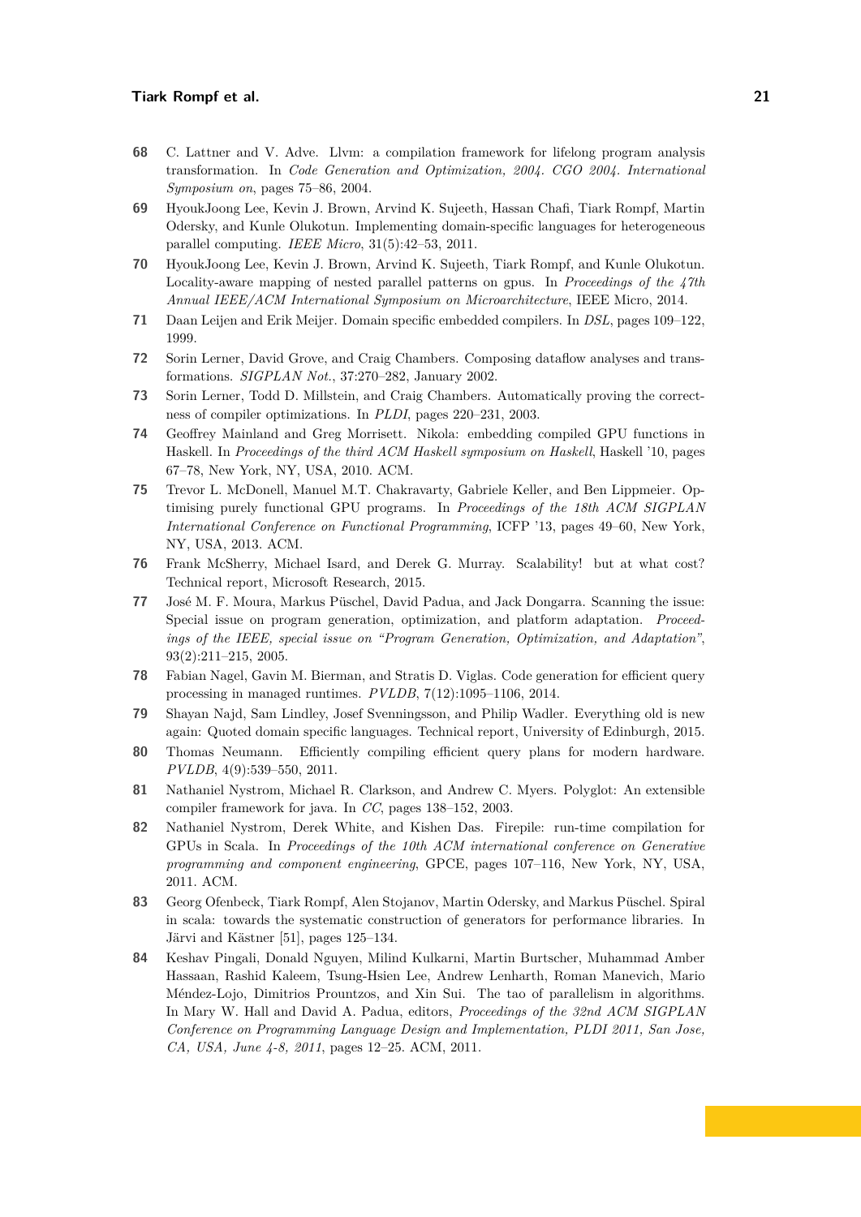**68** C. Lattner and V. Adve. Llvm: a compilation framework for lifelong program analysis transformation. In *Code Generation and Optimization, 2004. CGO 2004. International Symposium on*, pages 75–86, 2004.

**69** HyoukJoong Lee, Kevin J. Brown, Arvind K. Sujeeth, Hassan Chafi, Tiark Rompf, Martin Odersky, and Kunle Olukotun. Implementing domain-specific languages for heterogeneous parallel computing. *IEEE Micro*, 31(5):42–53, 2011.

**70** HyoukJoong Lee, Kevin J. Brown, Arvind K. Sujeeth, Tiark Rompf, and Kunle Olukotun. Locality-aware mapping of nested parallel patterns on gpus. In *Proceedings of the 47th Annual IEEE/ACM International Symposium on Microarchitecture*, IEEE Micro, 2014.

**71** Daan Leijen and Erik Meijer. Domain specific embedded compilers. In *DSL*, pages 109–122, 1999.

**72** Sorin Lerner, David Grove, and Craig Chambers. Composing dataflow analyses and transformations. *SIGPLAN Not.*, 37:270–282, January 2002.

**73** Sorin Lerner, Todd D. Millstein, and Craig Chambers. Automatically proving the correctness of compiler optimizations. In *PLDI*, pages 220–231, 2003.

**74** Geoffrey Mainland and Greg Morrisett. Nikola: embedding compiled GPU functions in Haskell. In *Proceedings of the third ACM Haskell symposium on Haskell*, Haskell '10, pages 67–78, New York, NY, USA, 2010. ACM.

**75** Trevor L. McDonell, Manuel M.T. Chakravarty, Gabriele Keller, and Ben Lippmeier. Optimising purely functional GPU programs. In *Proceedings of the 18th ACM SIGPLAN International Conference on Functional Programming*, ICFP '13, pages 49–60, New York, NY, USA, 2013. ACM.

**76** Frank McSherry, Michael Isard, and Derek G. Murray. Scalability! but at what cost? Technical report, Microsoft Research, 2015.

**77** José M. F. Moura, Markus Püschel, David Padua, and Jack Dongarra. Scanning the issue: Special issue on program generation, optimization, and platform adaptation. *Proceedings of the IEEE, special issue on "Program Generation, Optimization, and Adaptation"*, 93(2):211–215, 2005.

**78** Fabian Nagel, Gavin M. Bierman, and Stratis D. Viglas. Code generation for efficient query processing in managed runtimes. *PVLDB*, 7(12):1095–1106, 2014.

**79** Shayan Najd, Sam Lindley, Josef Svenningsson, and Philip Wadler. Everything old is new again: Quoted domain specific languages. Technical report, University of Edinburgh, 2015.

**80** Thomas Neumann. Efficiently compiling efficient query plans for modern hardware. *PVLDB*, 4(9):539–550, 2011.

**81** Nathaniel Nystrom, Michael R. Clarkson, and Andrew C. Myers. Polyglot: An extensible compiler framework for java. In *CC*, pages 138–152, 2003.

**82** Nathaniel Nystrom, Derek White, and Kishen Das. Firepile: run-time compilation for GPUs in Scala. In *Proceedings of the 10th ACM international conference on Generative programming and component engineering*, GPCE, pages 107–116, New York, NY, USA, 2011. ACM.

**83** Georg Ofenbeck, Tiark Rompf, Alen Stojanov, Martin Odersky, and Markus Püschel. Spiral in scala: towards the systematic construction of generators for performance libraries. In Järvi and Kästner [51], pages 125–134.

**84** Keshav Pingali, Donald Nguyen, Milind Kulkarni, Martin Burtscher, Muhammad Amber Hassaan, Rashid Kaleem, Tsung-Hsien Lee, Andrew Lenharth, Roman Manevich, Mario Méndez-Lojo, Dimitrios Prountzos, and Xin Sui. The tao of parallelism in algorithms. In Mary W. Hall and David A. Padua, editors, *Proceedings of the 32nd ACM SIGPLAN Conference on Programming Language Design and Implementation, PLDI 2011, San Jose, CA, USA, June 4-8, 2011*, pages 12–25. ACM, 2011.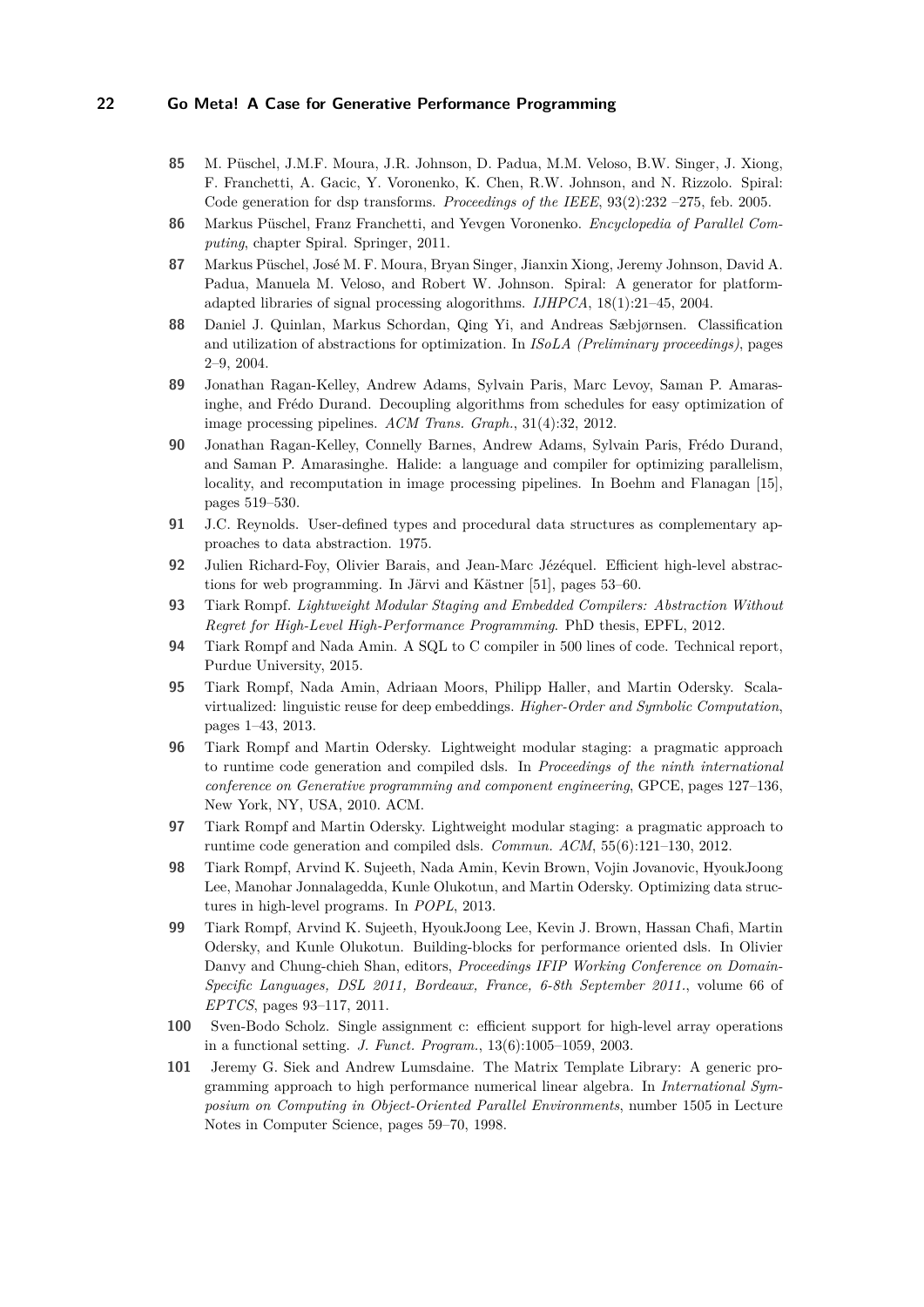**85** M. Püschel, J.M.F. Moura, J.R. Johnson, D. Padua, M.M. Veloso, B.W. Singer, J. Xiong, F. Franchetti, A. Gacic, Y. Voronenko, K. Chen, R.W. Johnson, and N. Rizzolo. Spiral: Code generation for dsp transforms. *Proceedings of the IEEE*, 93(2):232 –275, feb. 2005.

**86** Markus Püschel, Franz Franchetti, and Yevgen Voronenko. *Encyclopedia of Parallel Computing*, chapter Spiral. Springer, 2011.

**87** Markus Püschel, José M. F. Moura, Bryan Singer, Jianxin Xiong, Jeremy Johnson, David A. Padua, Manuela M. Veloso, and Robert W. Johnson. Spiral: A generator for platform-adapted libraries of signal processing alogorithms. *IJHPCA*, 18(1):21–45, 2004.

**88** Daniel J. Quinlan, Markus Schordan, Qing Yi, and Andreas Sæbjørnsen. Classification and utilization of abstractions for optimization. In *ISoLA (Preliminary proceedings)*, pages 2–9, 2004.

**89** Jonathan Ragan-Kelley, Andrew Adams, Sylvain Paris, Marc Levoy, Saman P. Amarasinghe, and Frédo Durand. Decoupling algorithms from schedules for easy optimization of image processing pipelines. *ACM Trans. Graph.*, 31(4):32, 2012.

**90** Jonathan Ragan-Kelley, Connelly Barnes, Andrew Adams, Sylvain Paris, Frédo Durand, and Saman P. Amarasinghe. Halide: a language and compiler for optimizing parallelism, locality, and recomputation in image processing pipelines. In Boehm and Flanagan [15], pages 519–530.

**91** J.C. Reynolds. User-defined types and procedural data structures as complementary approaches to data abstraction. 1975.

**92** Julien Richard-Foy, Olivier Barais, and Jean-Marc Jézéquel. Efficient high-level abstractions for web programming. In Järvi and Kästner [51], pages 53–60.

**93** Tiark Rompf. *Lightweight Modular Staging and Embedded Compilers: Abstraction Without Regret for High-Level High-Performance Programming*. PhD thesis, EPFL, 2012.

**94** Tiark Rompf and Nada Amin. A SQL to C compiler in 500 lines of code. Technical report, Purdue University, 2015.

**95** Tiark Rompf, Nada Amin, Adriaan Moors, Philipp Haller, and Martin Odersky. Scala-virtualized: linguistic reuse for deep embeddings. *Higher-Order and Symbolic Computation*, pages 1–43, 2013.

**96** Tiark Rompf and Martin Odersky. Lightweight modular staging: a pragmatic approach to runtime code generation and compiled dsls. In *Proceedings of the ninth international conference on Generative programming and component engineering*, GPCE, pages 127–136, New York, NY, USA, 2010. ACM.

**97** Tiark Rompf and Martin Odersky. Lightweight modular staging: a pragmatic approach to runtime code generation and compiled dsls. *Commun. ACM*, 55(6):121–130, 2012.

**98** Tiark Rompf, Arvind K. Sujeeth, Nada Amin, Kevin Brown, Vojin Jovanovic, HyoukJoong Lee, Manohar Jonnalagedda, Kunle Olukotun, and Martin Odersky. Optimizing data structures in high-level programs. In *POPL*, 2013.

**99** Tiark Rompf, Arvind K. Sujeeth, HyoukJoong Lee, Kevin J. Brown, Hassan Chafi, Martin Odersky, and Kunle Olukotun. Building-blocks for performance oriented dsls. In Olivier Danvy and Chung-chieh Shan, editors, *Proceedings IFIP Working Conference on Domain-Specific Languages, DSL 2011, Bordeaux, France, 6-8th September 2011.*, volume 66 of *EPTCS*, pages 93–117, 2011.

**100** Sven-Bodo Scholz. Single assignment c: efficient support for high-level array operations in a functional setting. *J. Funct. Program.*, 13(6):1005–1059, 2003.

**101** Jeremy G. Siek and Andrew Lumsdaine. The Matrix Template Library: A generic programming approach to high performance numerical linear algebra. In *International Symposium on Computing in Object-Oriented Parallel Environments*, number 1505 in Lecture Notes in Computer Science, pages 59–70, 1998.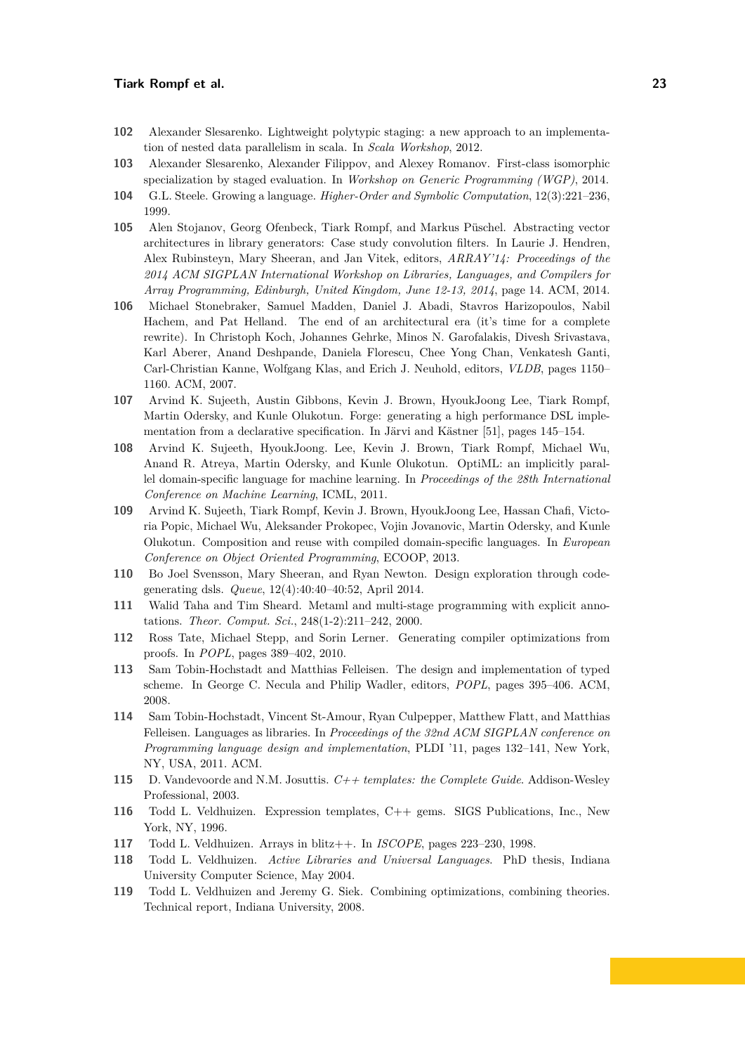**102** Alexander Slesarenko. Lightweight polytypic staging: a new approach to an implementation of nested data parallelism in scala. In *Scala Workshop*, 2012.

**103** Alexander Slesarenko, Alexander Filippov, and Alexey Romanov. First-class isomorphic specialization by staged evaluation. In *Workshop on Generic Programming (WGP)*, 2014.

**104** G.L. Steele. Growing a language. *Higher-Order and Symbolic Computation*, 12(3):221–236, 1999.

**105** Alen Stojanov, Georg Ofenbeck, Tiark Rompf, and Markus Püschel. Abstracting vector architectures in library generators: Case study convolution filters. In Laurie J. Hendren, Alex Rubinsteyn, Mary Sheeran, and Jan Vitek, editors, *ARRAY'14: Proceedings of the 2014 ACM SIGPLAN International Workshop on Libraries, Languages, and Compilers for Array Programming, Edinburgh, United Kingdom, June 12-13, 2014*, page 14. ACM, 2014.

**106** Michael Stonebraker, Samuel Madden, Daniel J. Abadi, Stavros Harizopoulos, Nabil Hachem, and Pat Helland. The end of an architectural era (it's time for a complete rewrite). In Christoph Koch, Johannes Gehrke, Minos N. Garofalakis, Divesh Srivastava, Karl Aberer, Anand Deshpande, Daniela Florescu, Chee Yong Chan, Venkatesh Ganti, Carl-Christian Kanne, Wolfgang Klas, and Erich J. Neuhold, editors, *VLDB*, pages 1150–1160. ACM, 2007.

**107** Arvind K. Sujeeth, Austin Gibbons, Kevin J. Brown, HyoukJoong Lee, Tiark Rompf, Martin Odersky, and Kunle Olukotun. Forge: generating a high performance DSL implementation from a declarative specification. In Järvi and Kästner [51], pages 145–154.

**108** Arvind K. Sujeeth, HyoukJoong. Lee, Kevin J. Brown, Tiark Rompf, Michael Wu, Anand R. Atreya, Martin Odersky, and Kunle Olukotun. OptiML: an implicitly parallel domain-specific language for machine learning. In *Proceedings of the 28th International Conference on Machine Learning*, ICML, 2011.

**109** Arvind K. Sujeeth, Tiark Rompf, Kevin J. Brown, HyoukJoong Lee, Hassan Chafi, Victoria Popic, Michael Wu, Aleksander Prokopec, Vojin Jovanovic, Martin Odersky, and Kunle Olukotun. Composition and reuse with compiled domain-specific languages. In *European Conference on Object Oriented Programming*, ECOOP, 2013.

**110** Bo Joel Svensson, Mary Sheeran, and Ryan Newton. Design exploration through code-generating dsls. *Queue*, 12(4):40:40–40:52, April 2014.

**111** Walid Taha and Tim Sheard. Metaml and multi-stage programming with explicit annotations. *Theor. Comput. Sci.*, 248(1-2):211–242, 2000.

**112** Ross Tate, Michael Stepp, and Sorin Lerner. Generating compiler optimizations from proofs. In *POPL*, pages 389–402, 2010.

**113** Sam Tobin-Hochstadt and Matthias Felleisen. The design and implementation of typed scheme. In George C. Necula and Philip Wadler, editors, *POPL*, pages 395–406. ACM, 2008.

**114** Sam Tobin-Hochstadt, Vincent St-Amour, Ryan Culpepper, Matthew Flatt, and Matthias Felleisen. Languages as libraries. In *Proceedings of the 32nd ACM SIGPLAN conference on Programming language design and implementation*, PLDI '11, pages 132–141, New York, NY, USA, 2011. ACM.

**115** D. Vandevoorde and N.M. Josuttis. *C++ templates: the Complete Guide*. Addison-Wesley Professional, 2003.

**116** Todd L. Veldhuizen. Expression templates, C++ gems. SIGS Publications, Inc., New York, NY, 1996.

**117** Todd L. Veldhuizen. Arrays in blitz++. In *ISCOPE*, pages 223–230, 1998.

**118** Todd L. Veldhuizen. *Active Libraries and Universal Languages*. PhD thesis, Indiana University Computer Science, May 2004.

**119** Todd L. Veldhuizen and Jeremy G. Siek. Combining optimizations, combining theories. Technical report, Indiana University, 2008.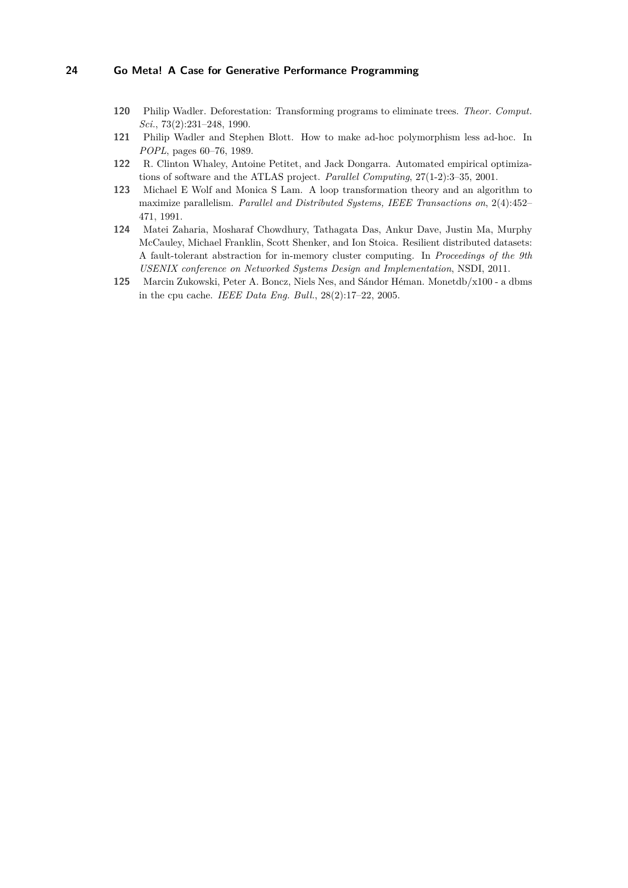**120** Philip Wadler. Deforestation: Transforming programs to eliminate trees. *Theor. Comput. Sci.*, 73(2):231–248, 1990.

**121** Philip Wadler and Stephen Blott. How to make ad-hoc polymorphism less ad-hoc. In *POPL*, pages 60–76, 1989.

**122** R. Clinton Whaley, Antoine Petitet, and Jack Dongarra. Automated empirical optimizations of software and the ATLAS project. *Parallel Computing*, 27(1-2):3–35, 2001.

**123** Michael E Wolf and Monica S Lam. A loop transformation theory and an algorithm to maximize parallelism. *Parallel and Distributed Systems, IEEE Transactions on*, 2(4):452–471, 1991.

**124** Matei Zaharia, Mosharaf Chowdhury, Tathagata Das, Ankur Dave, Justin Ma, Murphy McCauley, Michael Franklin, Scott Shenker, and Ion Stoica. Resilient distributed datasets: A fault-tolerant abstraction for in-memory cluster computing. In *Proceedings of the 9th USENIX conference on Networked Systems Design and Implementation*, NSDI, 2011.

**125** Marcin Zukowski, Peter A. Boncz, Niels Nes, and Sándor Héman. Monetdb/x100 - a dbms in the cpu cache. *IEEE Data Eng. Bull.*, 28(2):17–22, 2005.